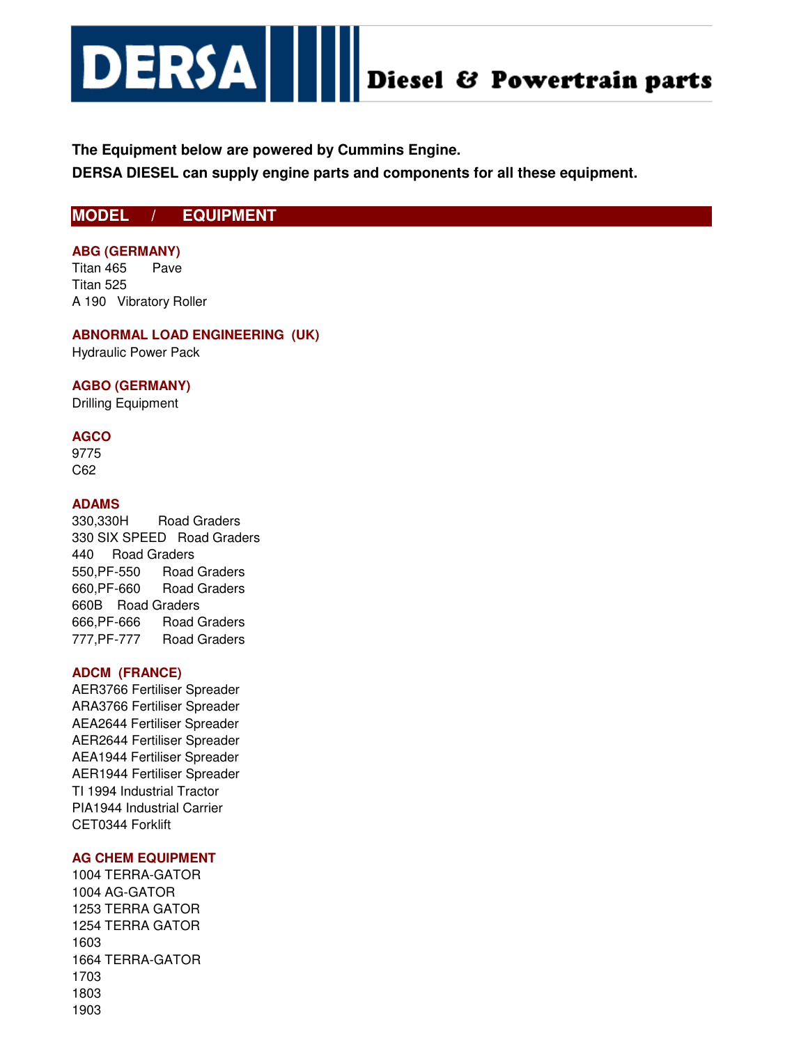# DERSA Diesel & Powertrain parts

**The Equipment below are powered by Cummins Engine.**

**DERSA DIESEL can supply engine parts and components for all these equipment.**

## MODEL / EQUIPMENT

### ABG (GERMANY)

Titan 465 Pave
Titan 525
A 190 Vibratory Roller

### ABNORMAL LOAD ENGINEERING (UK)

Hydraulic Power Pack

### AGBO (GERMANY)

Drilling Equipment

### AGCO

9775
C62

### ADAMS

330,330H Road Graders
330 SIX SPEED Road Graders
440 Road Graders
550,PF-550 Road Graders
660,PF-660 Road Graders
660B Road Graders
666,PF-666 Road Graders
777,PF-777 Road Graders

### ADCM (FRANCE)

AER3766 Fertiliser Spreader
ARA3766 Fertiliser Spreader
AEA2644 Fertiliser Spreader
AER2644 Fertiliser Spreader
AEA1944 Fertiliser Spreader
AER1944 Fertiliser Spreader
TI 1994 Industrial Tractor
PIA1944 Industrial Carrier
CET0344 Forklift

### AG CHEM EQUIPMENT

1004 TERRA-GATOR
1004 AG-GATOR
1253 TERRA GATOR
1254 TERRA GATOR
1603
1664 TERRA-GATOR
1703
1803
1903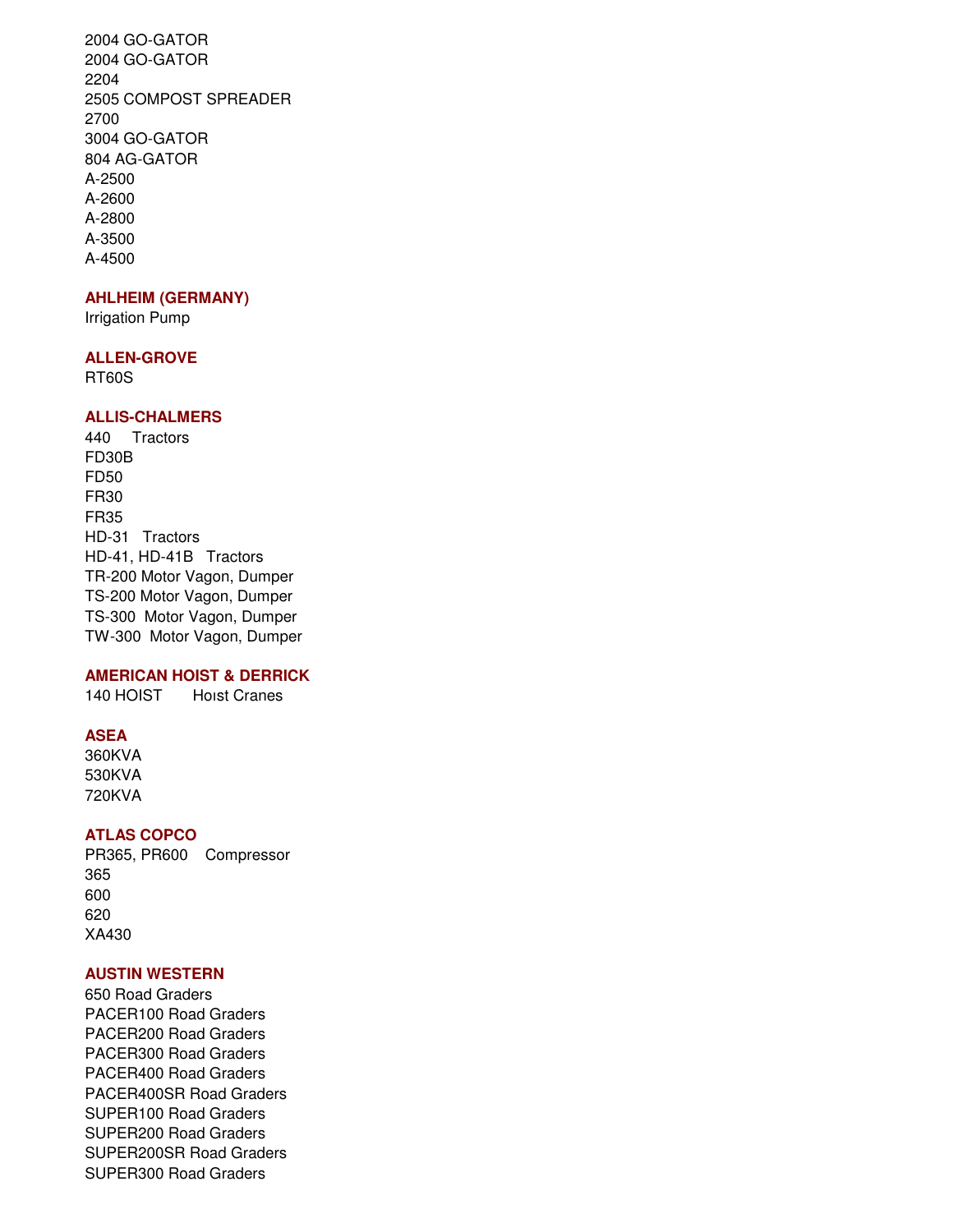2004 GO-GATOR
2004 GO-GATOR
2204
2505 COMPOST SPREADER
2700
3004 GO-GATOR
804 AG-GATOR
A-2500
A-2600
A-2800
A-3500
A-4500

**AHLHEIM (GERMANY)**
Irrigation Pump

**ALLEN-GROVE**
RT60S

**ALLIS-CHALMERS**
440 Tractors
FD30B
FD50
FR30
FR35
HD-31 Tractors
HD-41, HD-41B Tractors
TR-200 Motor Vagon, Dumper
TS-200 Motor Vagon, Dumper
TS-300 Motor Vagon, Dumper
TW-300 Motor Vagon, Dumper

**AMERICAN HOIST & DERRICK**
140 HOIST Hoıst Cranes

**ASEA**
360KVA
530KVA
720KVA

**ATLAS COPCO**
PR365, PR600 Compressor
365
600
620
XA430

**AUSTIN WESTERN**
650 Road Graders
PACER100 Road Graders
PACER200 Road Graders
PACER300 Road Graders
PACER400 Road Graders
PACER400SR Road Graders
SUPER100 Road Graders
SUPER200 Road Graders
SUPER200SR Road Graders
SUPER300 Road Graders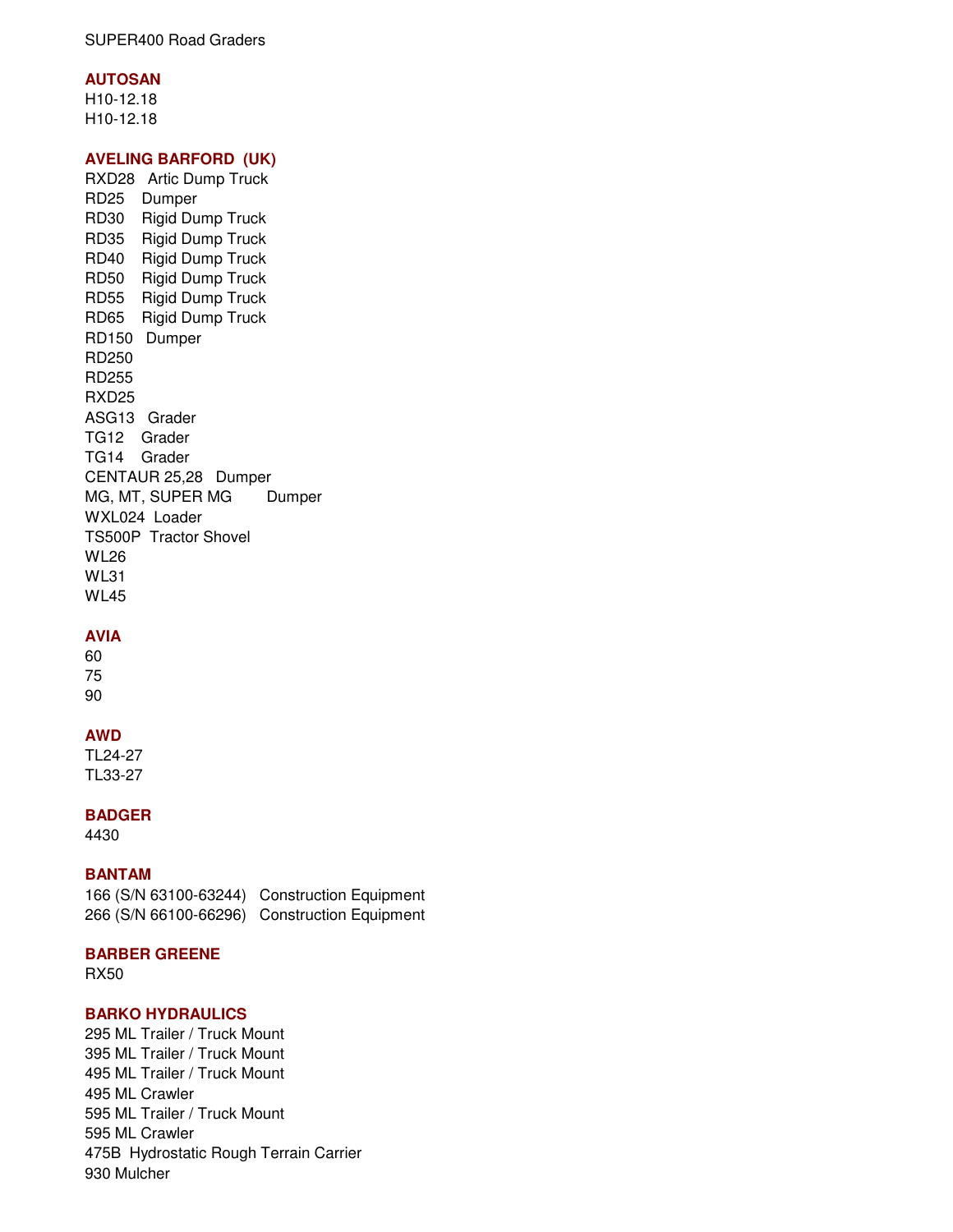SUPER400 Road Graders

**AUTOSAN**

H10-12.18
H10-12.18

**AVELING BARFORD (UK)**

RXD28 Artic Dump Truck
RD25 Dumper
RD30 Rigid Dump Truck
RD35 Rigid Dump Truck
RD40 Rigid Dump Truck
RD50 Rigid Dump Truck
RD55 Rigid Dump Truck
RD65 Rigid Dump Truck
RD150 Dumper
RD250
RD255
RXD25
ASG13 Grader
TG12 Grader
TG14 Grader
CENTAUR 25,28 Dumper
MG, MT, SUPER MG Dumper
WXL024 Loader
TS500P Tractor Shovel
WL26
WL31
WL45

**AVIA**

60
75
90

**AWD**

TL24-27
TL33-27

**BADGER**

4430

**BANTAM**

166 (S/N 63100-63244) Construction Equipment
266 (S/N 66100-66296) Construction Equipment

**BARBER GREENE**

RX50

**BARKO HYDRAULICS**

295 ML Trailer / Truck Mount
395 ML Trailer / Truck Mount
495 ML Trailer / Truck Mount
495 ML Crawler
595 ML Trailer / Truck Mount
595 ML Crawler
475B Hydrostatic Rough Terrain Carrier
930 Mulcher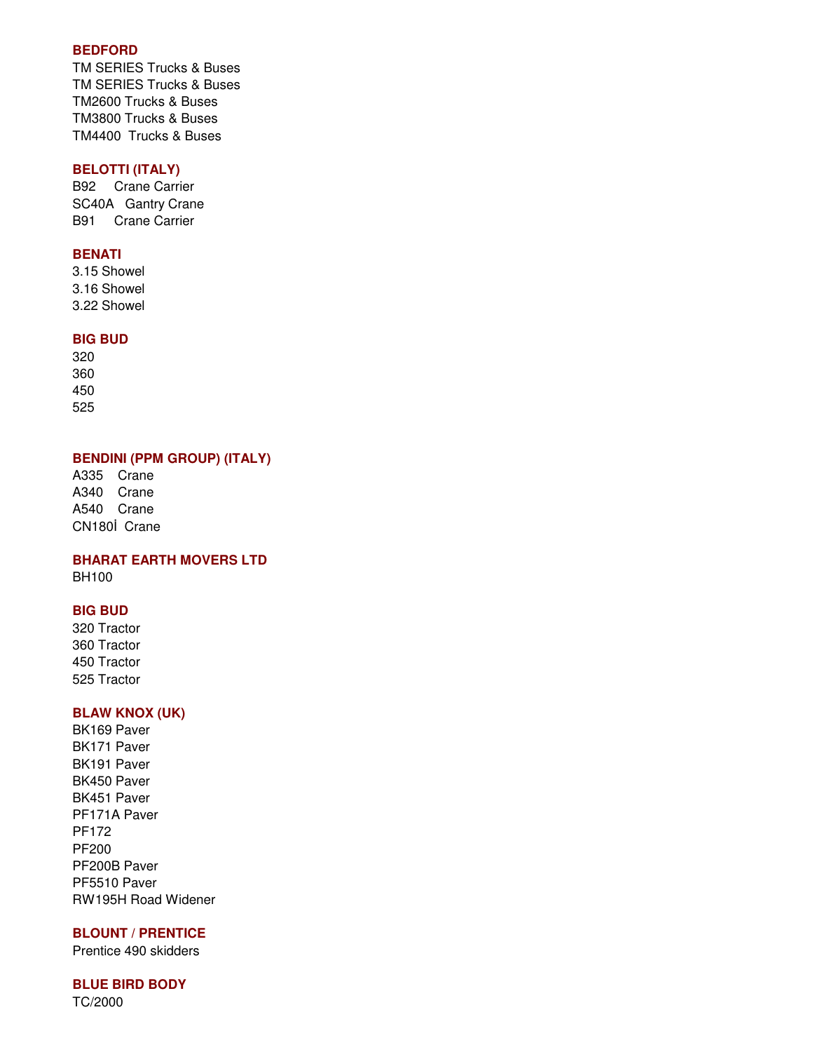**BEDFORD**

TM SERIES Trucks & Buses
TM SERIES Trucks & Buses
TM2600 Trucks & Buses
TM3800 Trucks & Buses
TM4400 Trucks & Buses

**BELOTTI (ITALY)**

B92 Crane Carrier
SC40A Gantry Crane
B91 Crane Carrier

**BENATI**

3.15 Showel
3.16 Showel
3.22 Showel

**BIG BUD**

320
360
450
525

**BENDINI (PPM GROUP) (ITALY)**

A335 Crane
A340 Crane
A540 Crane
CN180İ Crane

**BHARAT EARTH MOVERS LTD**

BH100

**BIG BUD**

320 Tractor
360 Tractor
450 Tractor
525 Tractor

**BLAW KNOX (UK)**

BK169 Paver
BK171 Paver
BK191 Paver
BK450 Paver
BK451 Paver
PF171A Paver
PF172
PF200
PF200B Paver
PF5510 Paver
RW195H Road Widener

**BLOUNT / PRENTICE**

Prentice 490 skidders

**BLUE BIRD BODY**

TC/2000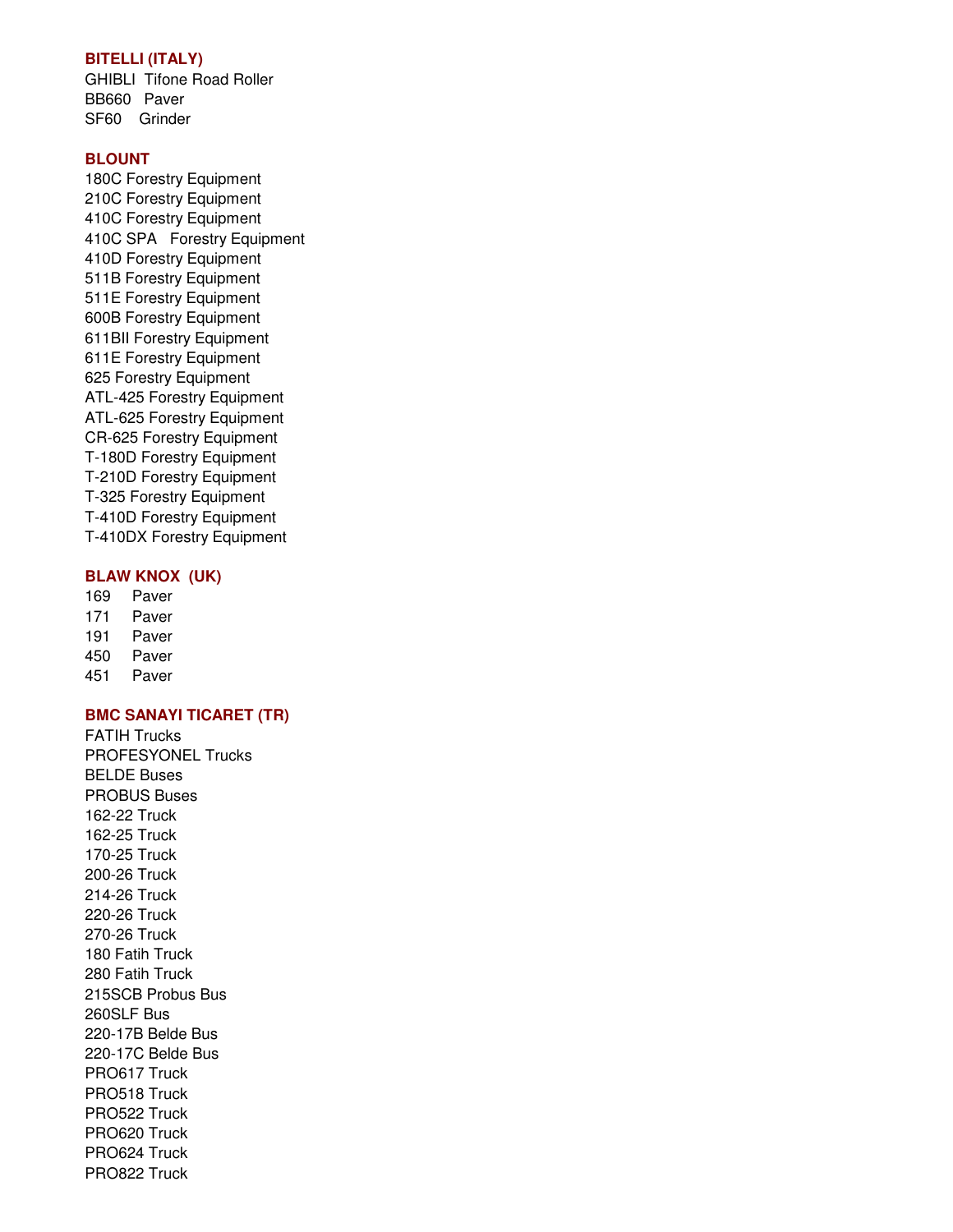### BITELLI (ITALY)

GHIBLI Tifone Road Roller
BB660 Paver
SF60 Grinder

### BLOUNT

180C Forestry Equipment
210C Forestry Equipment
410C Forestry Equipment
410C SPA Forestry Equipment
410D Forestry Equipment
511B Forestry Equipment
511E Forestry Equipment
600B Forestry Equipment
611BII Forestry Equipment
611E Forestry Equipment
625 Forestry Equipment
ATL-425 Forestry Equipment
ATL-625 Forestry Equipment
CR-625 Forestry Equipment
T-180D Forestry Equipment
T-210D Forestry Equipment
T-325 Forestry Equipment
T-410D Forestry Equipment
T-410DX Forestry Equipment

### BLAW KNOX (UK)

169 Paver
171 Paver
191 Paver
450 Paver
451 Paver

### BMC SANAYI TICARET (TR)

FATIH Trucks
PROFESYONEL Trucks
BELDE Buses
PROBUS Buses
162-22 Truck
162-25 Truck
170-25 Truck
200-26 Truck
214-26 Truck
220-26 Truck
270-26 Truck
180 Fatih Truck
280 Fatih Truck
215SCB Probus Bus
260SLF Bus
220-17B Belde Bus
220-17C Belde Bus
PRO617 Truck
PRO518 Truck
PRO522 Truck
PRO620 Truck
PRO624 Truck
PRO822 Truck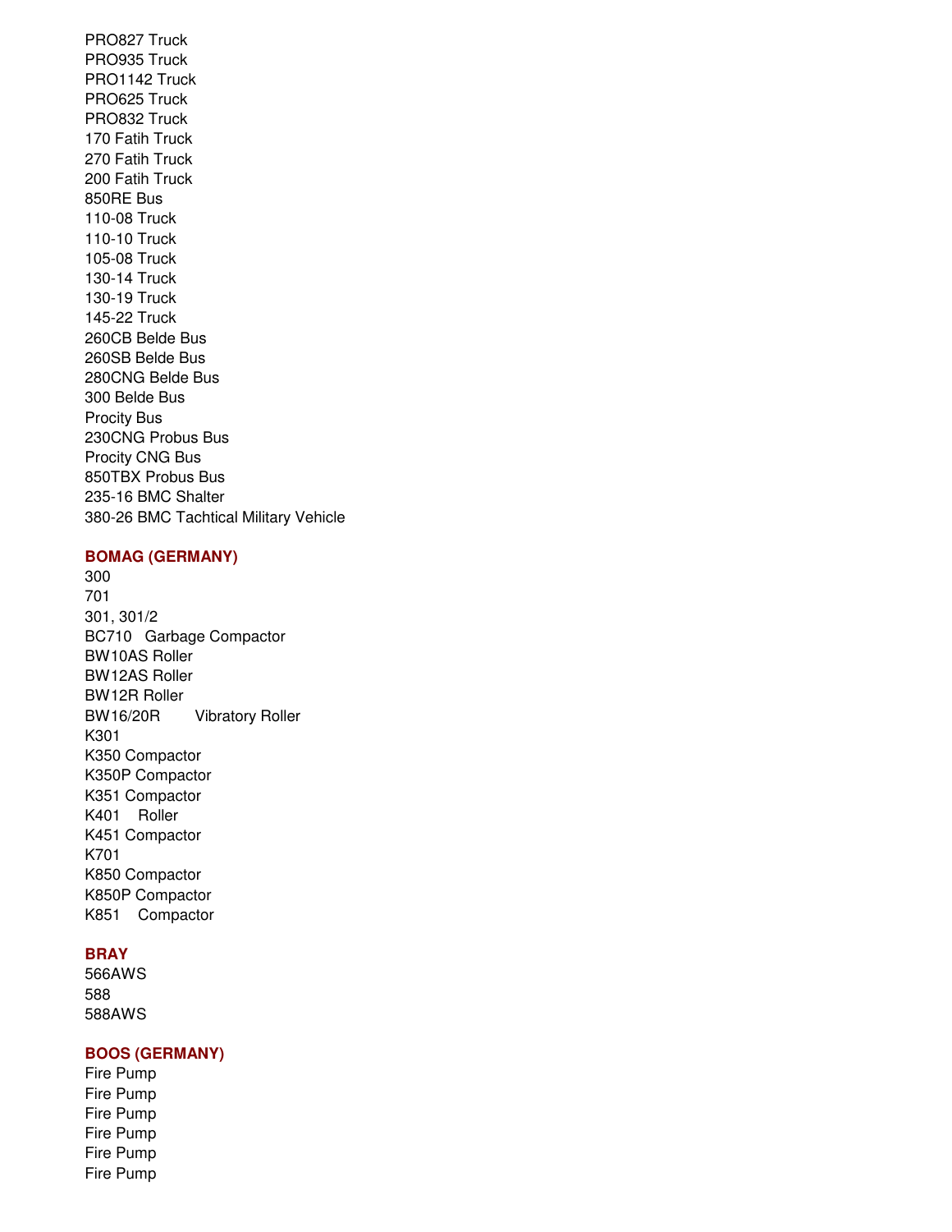PRO827 Truck
PRO935 Truck
PRO1142 Truck
PRO625 Truck
PRO832 Truck
170 Fatih Truck
270 Fatih Truck
200 Fatih Truck
850RE Bus
110-08 Truck
110-10 Truck
105-08 Truck
130-14 Truck
130-19 Truck
145-22 Truck
260CB Belde Bus
260SB Belde Bus
280CNG Belde Bus
300 Belde Bus
Procity Bus
230CNG Probus Bus
Procity CNG Bus
850TBX Probus Bus
235-16 BMC Shalter
380-26 BMC Tachtical Military Vehicle

**BOMAG (GERMANY)**

300
701
301, 301/2
BC710 Garbage Compactor
BW10AS Roller
BW12AS Roller
BW12R Roller
BW16/20R Vibratory Roller
K301
K350 Compactor
K350P Compactor
K351 Compactor
K401 Roller
K451 Compactor
K701
K850 Compactor
K850P Compactor
K851 Compactor

**BRAY**

566AWS
588
588AWS

**BOOS (GERMANY)**

Fire Pump
Fire Pump
Fire Pump
Fire Pump
Fire Pump
Fire Pump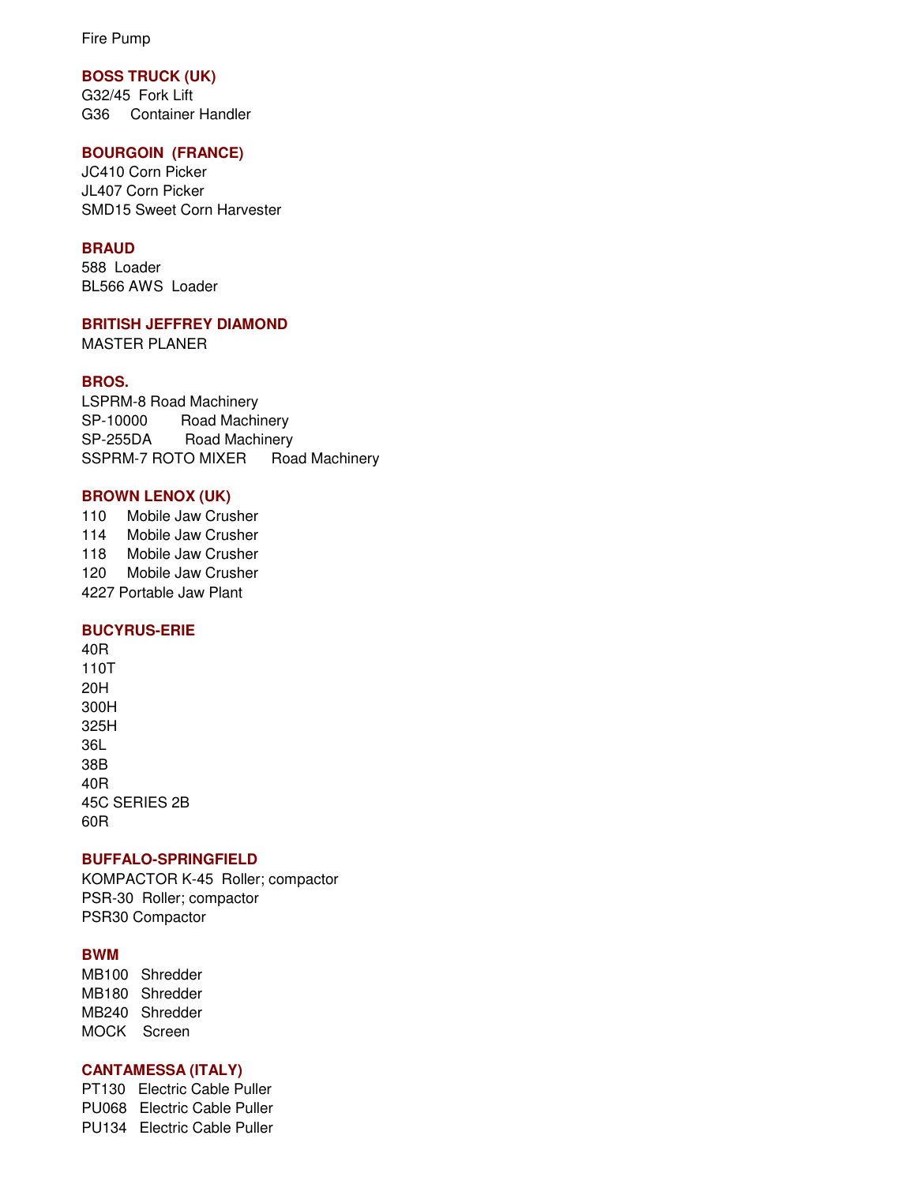Fire Pump

### BOSS TRUCK (UK)

G32/45 Fork Lift
G36 Container Handler

### BOURGOIN (FRANCE)

JC410 Corn Picker
JL407 Corn Picker
SMD15 Sweet Corn Harvester

### BRAUD

588 Loader
BL566 AWS Loader

### BRITISH JEFFREY DIAMOND

MASTER PLANER

### BROS.

LSPRM-8 Road Machinery
SP-10000 Road Machinery
SP-255DA Road Machinery
SSPRM-7 ROTO MIXER Road Machinery

### BROWN LENOX (UK)

110 Mobile Jaw Crusher
114 Mobile Jaw Crusher
118 Mobile Jaw Crusher
120 Mobile Jaw Crusher
4227 Portable Jaw Plant

### BUCYRUS-ERIE

40R
110T
20H
300H
325H
36L
38B
40R
45C SERIES 2B
60R

### BUFFALO-SPRINGFIELD

KOMPACTOR K-45 Roller; compactor
PSR-30 Roller; compactor
PSR30 Compactor

### BWM

MB100 Shredder
MB180 Shredder
MB240 Shredder
MOCK Screen

### CANTAMESSA (ITALY)

PT130 Electric Cable Puller
PU068 Electric Cable Puller
PU134 Electric Cable Puller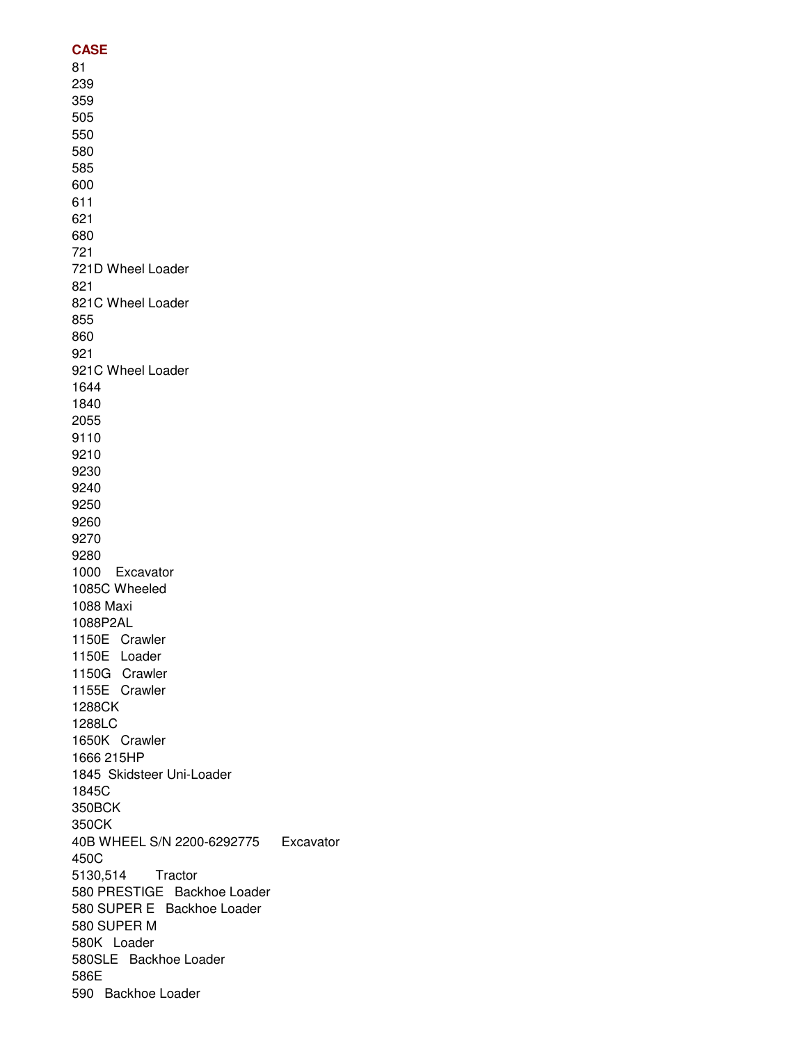**CASE**

81
239
359
505
550
580
585
600
611
621
680
721
721D Wheel Loader
821
821C Wheel Loader
855
860
921
921C Wheel Loader
1644
1840
2055
9110
9210
9230
9240
9250
9260
9270
9280
1000 Excavator
1085C Wheeled
1088 Maxi
1088P2AL
1150E Crawler
1150E Loader
1150G Crawler
1155E Crawler
1288CK
1288LC
1650K Crawler
1666 215HP
1845 Skidsteer Uni-Loader
1845C
350BCK
350CK
40B WHEEL S/N 2200-6292775 Excavator
450C
5130,514 Tractor
580 PRESTIGE Backhoe Loader
580 SUPER E Backhoe Loader
580 SUPER M
580K Loader
580SLE Backhoe Loader
586E
590 Backhoe Loader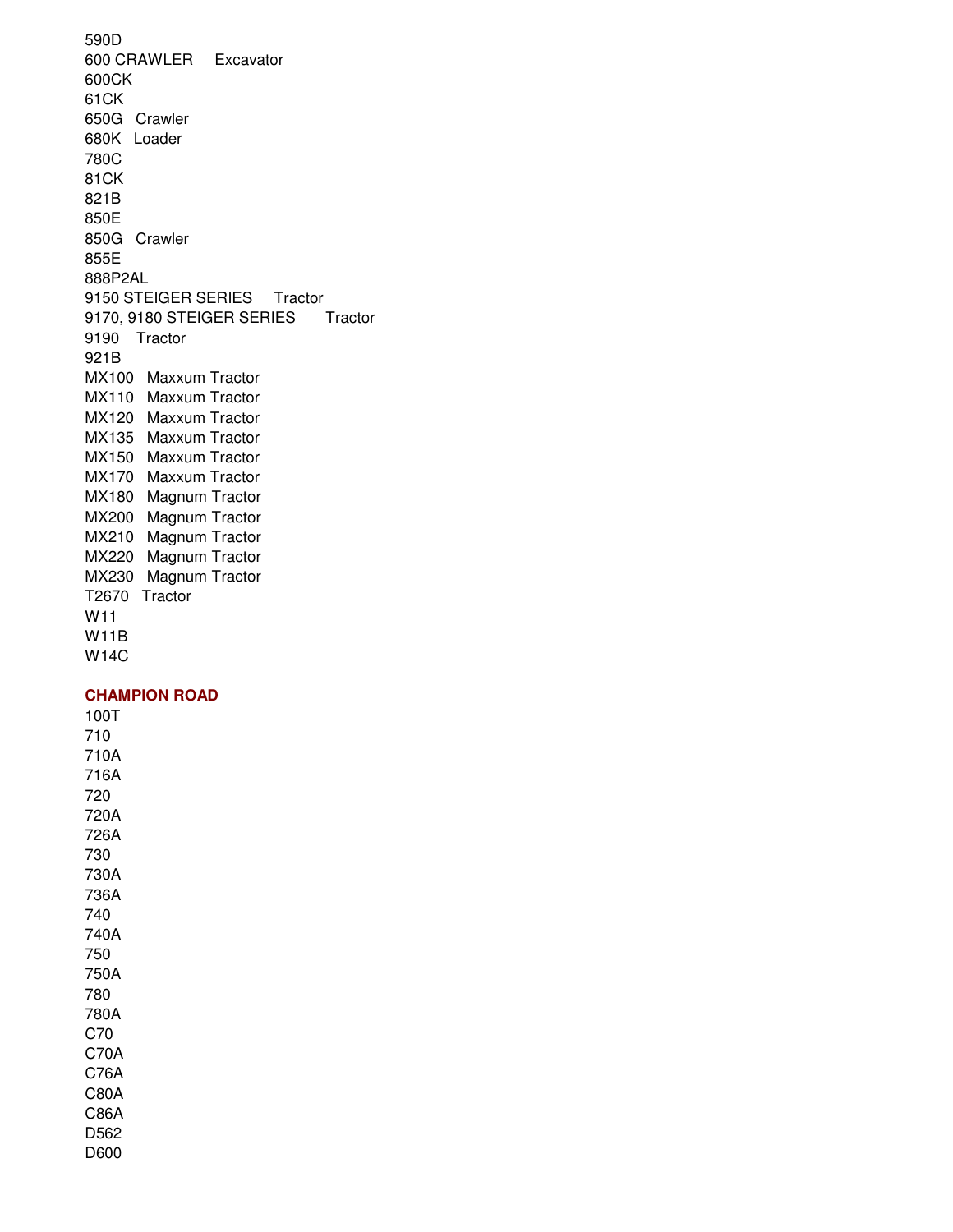590D
600 CRAWLER Excavator
600CK
61CK
650G Crawler
680K Loader
780C
81CK
821B
850E
850G Crawler
855E
888P2AL
9150 STEIGER SERIES Tractor
9170, 9180 STEIGER SERIES Tractor
9190 Tractor
921B
MX100 Maxxum Tractor
MX110 Maxxum Tractor
MX120 Maxxum Tractor
MX135 Maxxum Tractor
MX150 Maxxum Tractor
MX170 Maxxum Tractor
MX180 Magnum Tractor
MX200 Magnum Tractor
MX210 Magnum Tractor
MX220 Magnum Tractor
MX230 Magnum Tractor
T2670 Tractor
W11
W11B
W14C

**CHAMPION ROAD**

100T
710
710A
716A
720
720A
726A
730
730A
736A
740
740A
750
750A
780
780A
C70
C70A
C76A
C80A
C86A
D562
D600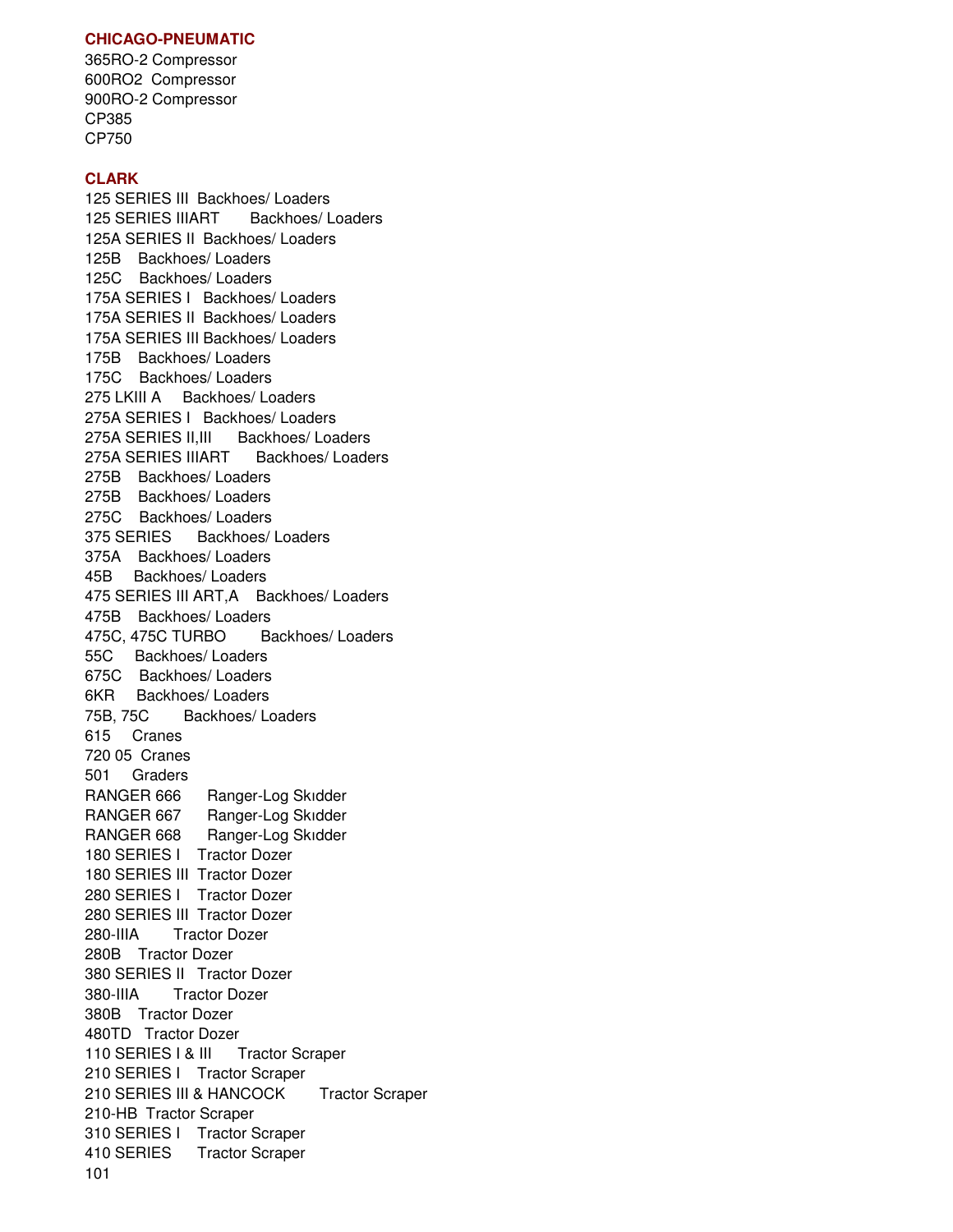## CHICAGO-PNEUMATIC

365RO-2 Compressor
600RO2 Compressor
900RO-2 Compressor
CP385
CP750

## CLARK

125 SERIES III Backhoes/ Loaders
125 SERIES IIIART Backhoes/ Loaders
125A SERIES II Backhoes/ Loaders
125B Backhoes/ Loaders
125C Backhoes/ Loaders
175A SERIES I Backhoes/ Loaders
175A SERIES II Backhoes/ Loaders
175A SERIES III Backhoes/ Loaders
175B Backhoes/ Loaders
175C Backhoes/ Loaders
275 LKIII A Backhoes/ Loaders
275A SERIES I Backhoes/ Loaders
275A SERIES II,III Backhoes/ Loaders
275A SERIES IIIART Backhoes/ Loaders
275B Backhoes/ Loaders
275B Backhoes/ Loaders
275C Backhoes/ Loaders
375 SERIES Backhoes/ Loaders
375A Backhoes/ Loaders
45B Backhoes/ Loaders
475 SERIES III ART,A Backhoes/ Loaders
475B Backhoes/ Loaders
475C, 475C TURBO Backhoes/ Loaders
55C Backhoes/ Loaders
675C Backhoes/ Loaders
6KR Backhoes/ Loaders
75B, 75C Backhoes/ Loaders
615 Cranes
720 05 Cranes
501 Graders
RANGER 666 Ranger-Log Skıdder
RANGER 667 Ranger-Log Skıdder
RANGER 668 Ranger-Log Skıdder
180 SERIES I Tractor Dozer
180 SERIES III Tractor Dozer
280 SERIES I Tractor Dozer
280 SERIES III Tractor Dozer
280-IIIA Tractor Dozer
280B Tractor Dozer
380 SERIES II Tractor Dozer
380-IIIA Tractor Dozer
380B Tractor Dozer
480TD Tractor Dozer
110 SERIES I & III Tractor Scraper
210 SERIES I Tractor Scraper
210 SERIES III & HANCOCK Tractor Scraper
210-HB Tractor Scraper
310 SERIES I Tractor Scraper
410 SERIES Tractor Scraper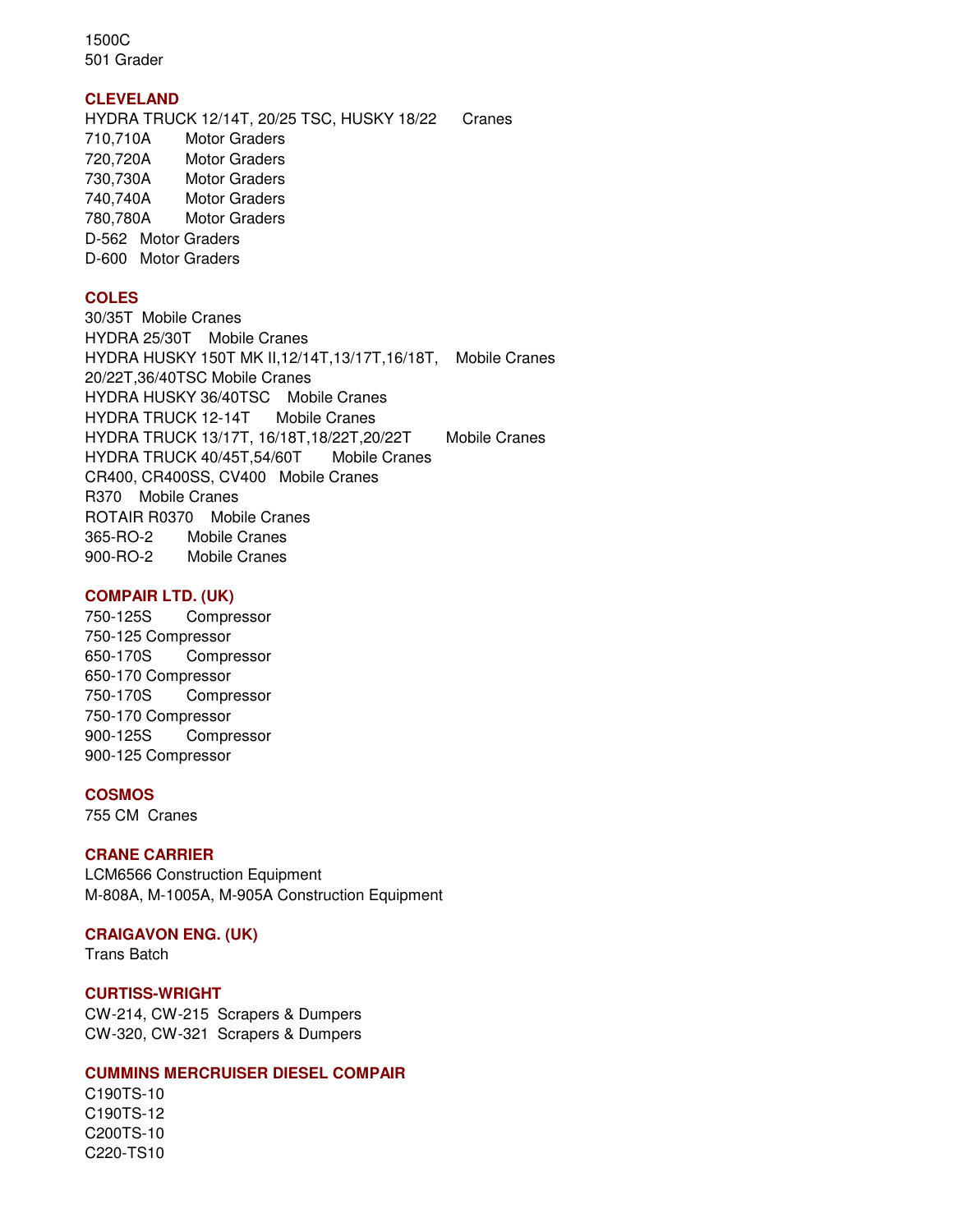1500C
501 Grader

### CLEVELAND

HYDRA TRUCK 12/14T, 20/25 TSC, HUSKY 18/22 Cranes
710,710A Motor Graders
720,720A Motor Graders
730,730A Motor Graders
740,740A Motor Graders
780,780A Motor Graders
D-562 Motor Graders
D-600 Motor Graders

### COLES

30/35T Mobile Cranes
HYDRA 25/30T Mobile Cranes
HYDRA HUSKY 150T MK II,12/14T,13/17T,16/18T, Mobile Cranes
20/22T,36/40TSC Mobile Cranes
HYDRA HUSKY 36/40TSC Mobile Cranes
HYDRA TRUCK 12-14T Mobile Cranes
HYDRA TRUCK 13/17T, 16/18T,18/22T,20/22T Mobile Cranes
HYDRA TRUCK 40/45T,54/60T Mobile Cranes
CR400, CR400SS, CV400 Mobile Cranes
R370 Mobile Cranes
ROTAIR R0370 Mobile Cranes
365-RO-2 Mobile Cranes
900-RO-2 Mobile Cranes

### COMPAIR LTD. (UK)

750-125S Compressor
750-125 Compressor
650-170S Compressor
650-170 Compressor
750-170S Compressor
750-170 Compressor
900-125S Compressor
900-125 Compressor

### COSMOS

755 CM Cranes

### CRANE CARRIER

LCM6566 Construction Equipment
M-808A, M-1005A, M-905A Construction Equipment

### CRAIGAVON ENG. (UK)

Trans Batch

### CURTISS-WRIGHT

CW-214, CW-215 Scrapers & Dumpers
CW-320, CW-321 Scrapers & Dumpers

### CUMMINS MERCRUISER DIESEL COMPAIR

C190TS-10
C190TS-12
C200TS-10
C220-TS10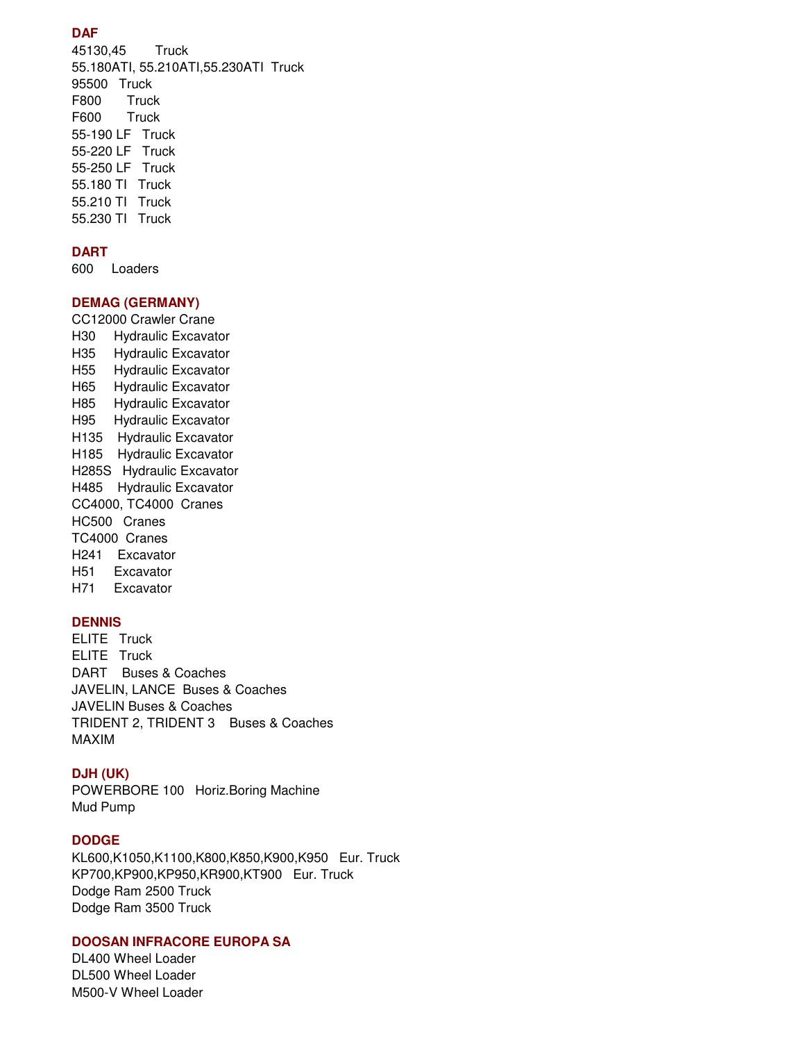**DAF**

45130,45 Truck
55.180ATI, 55.210ATI,55.230ATI Truck
95500 Truck
F800 Truck
F600 Truck
55-190 LF Truck
55-220 LF Truck
55-250 LF Truck
55.180 TI Truck
55.210 TI Truck
55.230 TI Truck

**DART**

600 Loaders

**DEMAG (GERMANY)**

CC12000 Crawler Crane
H30 Hydraulic Excavator
H35 Hydraulic Excavator
H55 Hydraulic Excavator
H65 Hydraulic Excavator
H85 Hydraulic Excavator
H95 Hydraulic Excavator
H135 Hydraulic Excavator
H185 Hydraulic Excavator
H285S Hydraulic Excavator
H485 Hydraulic Excavator
CC4000, TC4000 Cranes
HC500 Cranes
TC4000 Cranes
H241 Excavator
H51 Excavator
H71 Excavator

**DENNIS**

ELITE Truck
ELITE Truck
DART Buses & Coaches
JAVELIN, LANCE Buses & Coaches
JAVELIN Buses & Coaches
TRIDENT 2, TRIDENT 3 Buses & Coaches
MAXIM

**DJH (UK)**

POWERBORE 100 Horiz.Boring Machine
Mud Pump

**DODGE**

KL600,K1050,K1100,K800,K850,K900,K950 Eur. Truck
KP700,KP900,KP950,KR900,KT900 Eur. Truck
Dodge Ram 2500 Truck
Dodge Ram 3500 Truck

**DOOSAN INFRACORE EUROPA SA**

DL400 Wheel Loader
DL500 Wheel Loader
M500-V Wheel Loader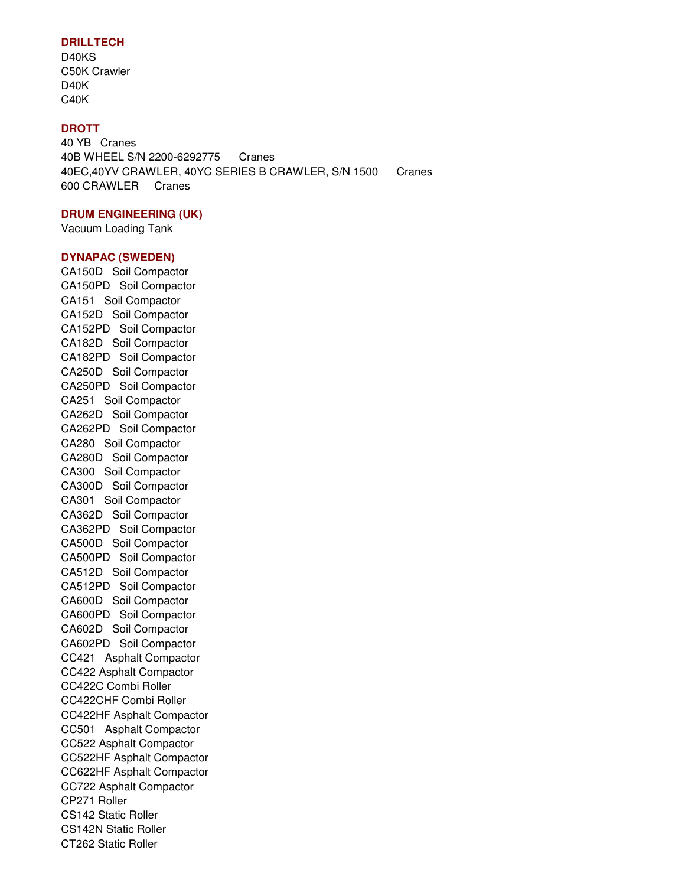**DRILLTECH**

D40KS
C50K Crawler
D40K
C40K

**DROTT**

40 YB Cranes
40B WHEEL S/N 2200-6292775 Cranes
40EC,40YV CRAWLER, 40YC SERIES B CRAWLER, S/N 1500 Cranes
600 CRAWLER Cranes

**DRUM ENGINEERING (UK)**

Vacuum Loading Tank

**DYNAPAC (SWEDEN)**

CA150D Soil Compactor
CA150PD Soil Compactor
CA151 Soil Compactor
CA152D Soil Compactor
CA152PD Soil Compactor
CA182D Soil Compactor
CA182PD Soil Compactor
CA250D Soil Compactor
CA250PD Soil Compactor
CA251 Soil Compactor
CA262D Soil Compactor
CA262PD Soil Compactor
CA280 Soil Compactor
CA280D Soil Compactor
CA300 Soil Compactor
CA300D Soil Compactor
CA301 Soil Compactor
CA362D Soil Compactor
CA362PD Soil Compactor
CA500D Soil Compactor
CA500PD Soil Compactor
CA512D Soil Compactor
CA512PD Soil Compactor
CA600D Soil Compactor
CA600PD Soil Compactor
CA602D Soil Compactor
CA602PD Soil Compactor
CC421 Asphalt Compactor
CC422 Asphalt Compactor
CC422C Combi Roller
CC422CHF Combi Roller
CC422HF Asphalt Compactor
CC501 Asphalt Compactor
CC522 Asphalt Compactor
CC522HF Asphalt Compactor
CC622HF Asphalt Compactor
CC722 Asphalt Compactor
CP271 Roller
CS142 Static Roller
CS142N Static Roller
CT262 Static Roller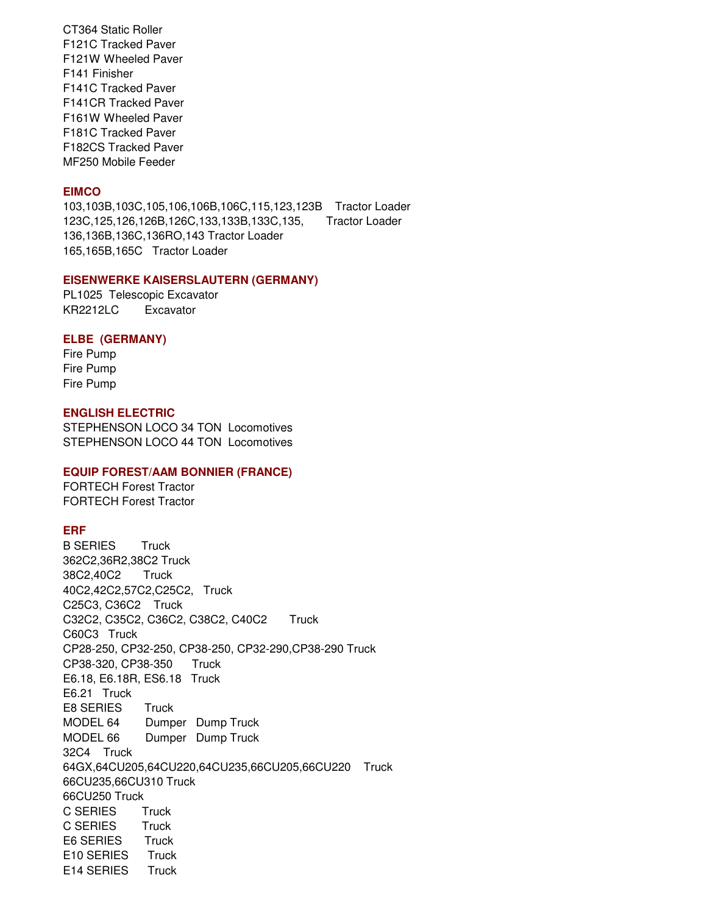CT364 Static Roller
F121C Tracked Paver
F121W Wheeled Paver
F141 Finisher
F141C Tracked Paver
F141CR Tracked Paver
F161W Wheeled Paver
F181C Tracked Paver
F182CS Tracked Paver
MF250 Mobile Feeder

### EIMCO

103,103B,103C,105,106,106B,106C,115,123,123B Tractor Loader
123C,125,126,126B,126C,133,133B,133C,135, Tractor Loader
136,136B,136C,136RO,143 Tractor Loader
165,165B,165C Tractor Loader

### EISENWERKE KAISERSLAUTERN (GERMANY)

PL1025 Telescopic Excavator
KR2212LC Excavator

### ELBE (GERMANY)

Fire Pump
Fire Pump
Fire Pump

### ENGLISH ELECTRIC

STEPHENSON LOCO 34 TON Locomotives
STEPHENSON LOCO 44 TON Locomotives

### EQUIP FOREST/AAM BONNIER (FRANCE)

FORTECH Forest Tractor
FORTECH Forest Tractor

### ERF

B SERIES Truck
362C2,36R2,38C2 Truck
38C2,40C2 Truck
40C2,42C2,57C2,C25C2, Truck
C25C3, C36C2 Truck
C32C2, C35C2, C36C2, C38C2, C40C2 Truck
C60C3 Truck
CP28-250, CP32-250, CP38-250, CP32-290,CP38-290 Truck
CP38-320, CP38-350 Truck
E6.18, E6.18R, ES6.18 Truck
E6.21 Truck
E8 SERIES Truck
MODEL 64 Dumper Dump Truck
MODEL 66 Dumper Dump Truck
32C4 Truck
64GX,64CU205,64CU220,64CU235,66CU205,66CU220 Truck
66CU235,66CU310 Truck
66CU250 Truck
C SERIES Truck
C SERIES Truck
E6 SERIES Truck
E10 SERIES Truck
E14 SERIES Truck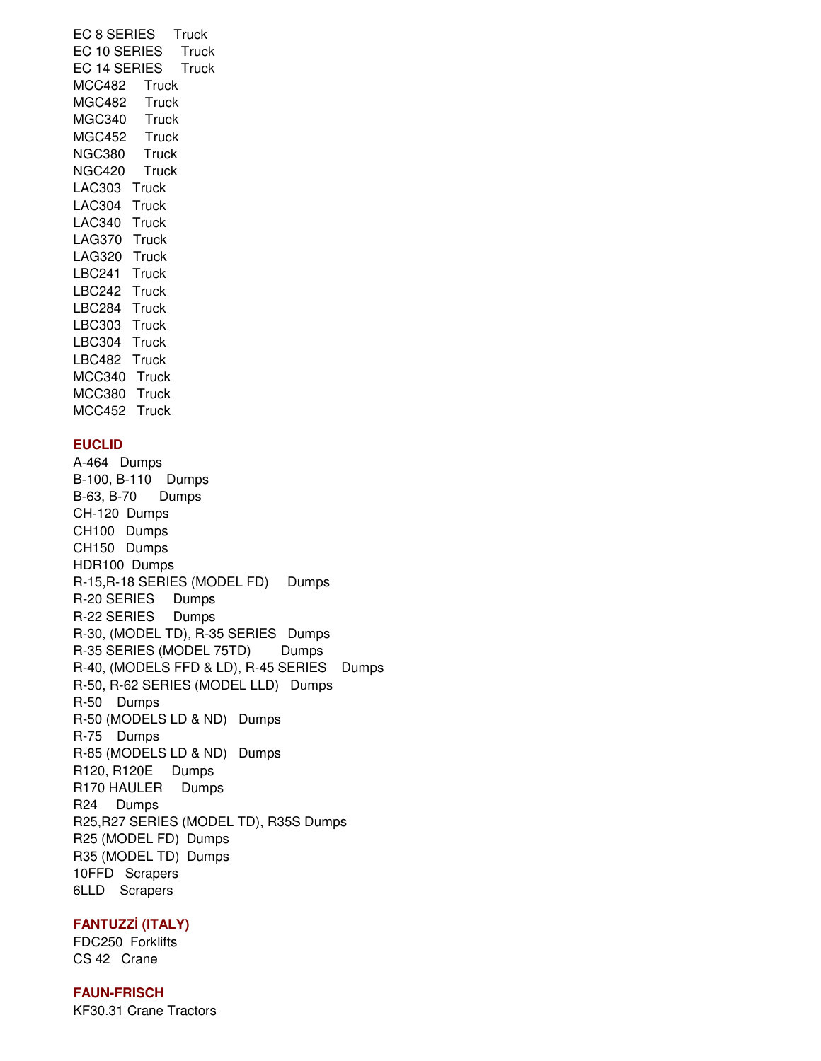EC 8 SERIES Truck
EC 10 SERIES Truck
EC 14 SERIES Truck
MCC482 Truck
MGC482 Truck
MGC340 Truck
MGC452 Truck
NGC380 Truck
NGC420 Truck
LAC303 Truck
LAC304 Truck
LAC340 Truck
LAG370 Truck
LAG320 Truck
LBC241 Truck
LBC242 Truck
LBC284 Truck
LBC303 Truck
LBC304 Truck
LBC482 Truck
MCC340 Truck
MCC380 Truck
MCC452 Truck

**EUCLID**

A-464 Dumps
B-100, B-110 Dumps
B-63, B-70 Dumps
CH-120 Dumps
CH100 Dumps
CH150 Dumps
HDR100 Dumps
R-15,R-18 SERIES (MODEL FD) Dumps
R-20 SERIES Dumps
R-22 SERIES Dumps
R-30, (MODEL TD), R-35 SERIES Dumps
R-35 SERIES (MODEL 75TD) Dumps
R-40, (MODELS FFD & LD), R-45 SERIES Dumps
R-50, R-62 SERIES (MODEL LLD) Dumps
R-50 Dumps
R-50 (MODELS LD & ND) Dumps
R-75 Dumps
R-85 (MODELS LD & ND) Dumps
R120, R120E Dumps
R170 HAULER Dumps
R24 Dumps
R25,R27 SERIES (MODEL TD), R35S Dumps
R25 (MODEL FD) Dumps
R35 (MODEL TD) Dumps
10FFD Scrapers
6LLD Scrapers

**FANTUZZİ (ITALY)**

FDC250 Forklifts
CS 42 Crane

**FAUN-FRISCH**

KF30.31 Crane Tractors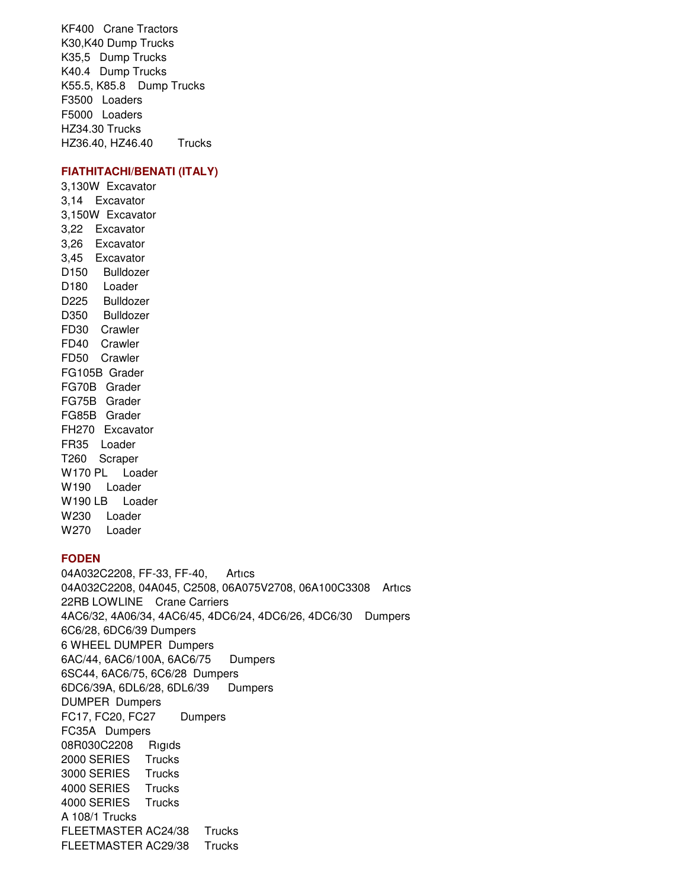KF400 Crane Tractors
K30,K40 Dump Trucks
K35,5 Dump Trucks
K40.4 Dump Trucks
K55.5, K85.8 Dump Trucks
F3500 Loaders
F5000 Loaders
HZ34.30 Trucks
HZ36.40, HZ46.40 Trucks

### FIATHITACHI/BENATI (ITALY)

3,130W Excavator
3,14 Excavator
3,150W Excavator
3,22 Excavator
3,26 Excavator
3,45 Excavator
D150 Bulldozer
D180 Loader
D225 Bulldozer
D350 Bulldozer
FD30 Crawler
FD40 Crawler
FD50 Crawler
FG105B Grader
FG70B Grader
FG75B Grader
FG85B Grader
FH270 Excavator
FR35 Loader
T260 Scraper
W170 PL Loader
W190 Loader
W190 LB Loader
W230 Loader
W270 Loader

### FODEN

04A032C2208, FF-33, FF-40, Artıcs
04A032C2208, 04A045, C2508, 06A075V2708, 06A100C3308 Artıcs
22RB LOWLINE Crane Carriers
4AC6/32, 4A06/34, 4AC6/45, 4DC6/24, 4DC6/26, 4DC6/30 Dumpers
6C6/28, 6DC6/39 Dumpers
6 WHEEL DUMPER Dumpers
6AC/44, 6AC6/100A, 6AC6/75 Dumpers
6SC44, 6AC6/75, 6C6/28 Dumpers
6DC6/39A, 6DL6/28, 6DL6/39 Dumpers
DUMPER Dumpers
FC17, FC20, FC27 Dumpers
FC35A Dumpers
08R030C2208 Rıgıds
2000 SERIES Trucks
3000 SERIES Trucks
4000 SERIES Trucks
4000 SERIES Trucks
A 108/1 Trucks
FLEETMASTER AC24/38 Trucks
FLEETMASTER AC29/38 Trucks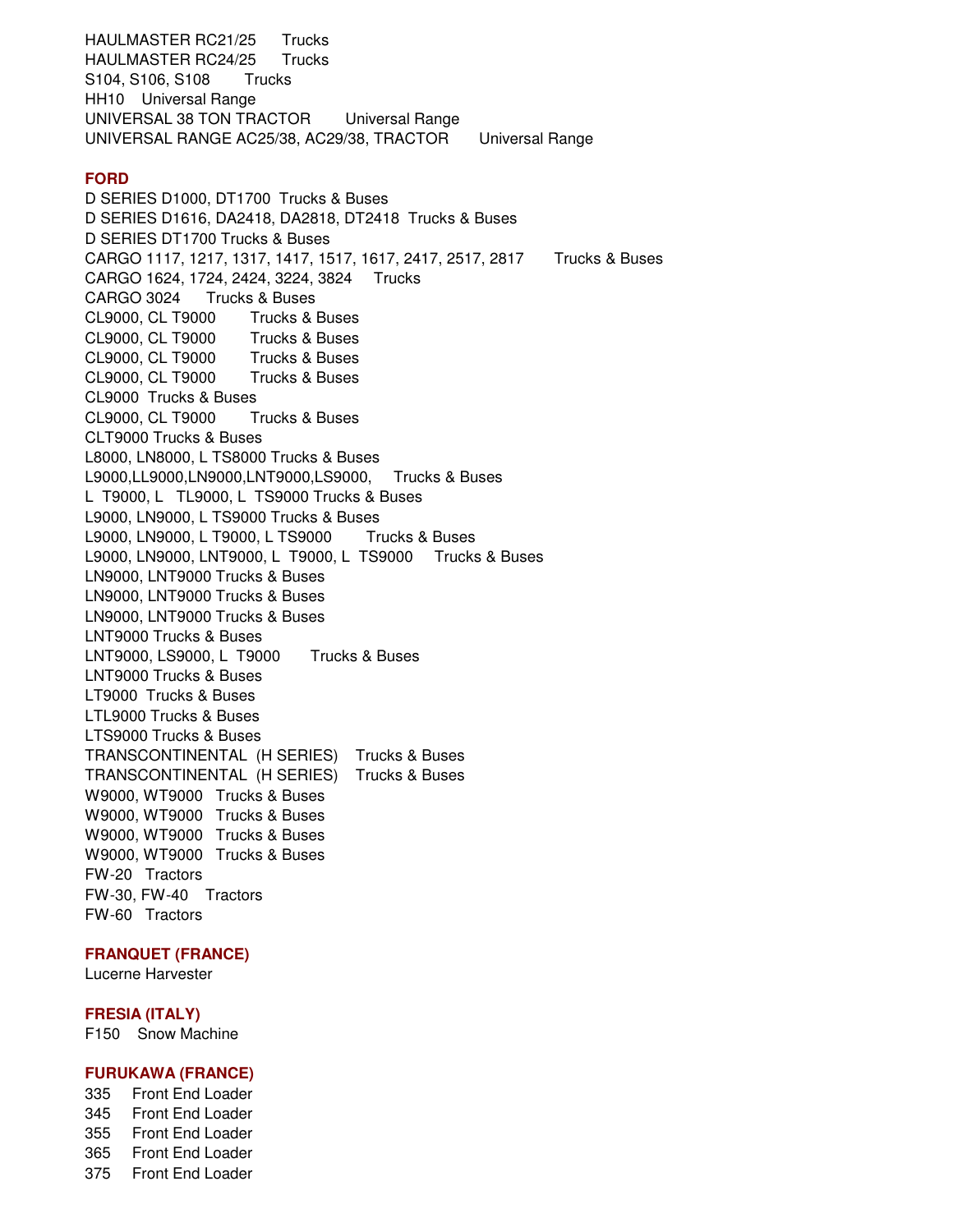HAULMASTER RC21/25 Trucks
HAULMASTER RC24/25 Trucks
S104, S106, S108 Trucks
HH10 Universal Range
UNIVERSAL 38 TON TRACTOR Universal Range
UNIVERSAL RANGE AC25/38, AC29/38, TRACTOR Universal Range

### FORD

D SERIES D1000, DT1700 Trucks & Buses
D SERIES D1616, DA2418, DA2818, DT2418 Trucks & Buses
D SERIES DT1700 Trucks & Buses
CARGO 1117, 1217, 1317, 1417, 1517, 1617, 2417, 2517, 2817 Trucks & Buses
CARGO 1624, 1724, 2424, 3224, 3824 Trucks
CARGO 3024 Trucks & Buses
CL9000, CL T9000 Trucks & Buses
CL9000, CL T9000 Trucks & Buses
CL9000, CL T9000 Trucks & Buses
CL9000, CL T9000 Trucks & Buses
CL9000 Trucks & Buses
CL9000, CL T9000 Trucks & Buses
CLT9000 Trucks & Buses
L8000, LN8000, L TS8000 Trucks & Buses
L9000,LL9000,LN9000,LNT9000,LS9000, Trucks & Buses
L T9000, L TL9000, L TS9000 Trucks & Buses
L9000, LN9000, L TS9000 Trucks & Buses
L9000, LN9000, L T9000, L TS9000 Trucks & Buses
L9000, LN9000, LNT9000, L T9000, L TS9000 Trucks & Buses
LN9000, LNT9000 Trucks & Buses
LN9000, LNT9000 Trucks & Buses
LN9000, LNT9000 Trucks & Buses
LNT9000 Trucks & Buses
LNT9000, LS9000, L T9000 Trucks & Buses
LNT9000 Trucks & Buses
LT9000 Trucks & Buses
LTL9000 Trucks & Buses
LTS9000 Trucks & Buses
TRANSCONTINENTAL (H SERIES) Trucks & Buses
TRANSCONTINENTAL (H SERIES) Trucks & Buses
W9000, WT9000 Trucks & Buses
W9000, WT9000 Trucks & Buses
W9000, WT9000 Trucks & Buses
W9000, WT9000 Trucks & Buses
FW-20 Tractors
FW-30, FW-40 Tractors
FW-60 Tractors

### FRANQUET (FRANCE)

Lucerne Harvester

### FRESIA (ITALY)

F150 Snow Machine

### FURUKAWA (FRANCE)

335 Front End Loader
345 Front End Loader
355 Front End Loader
365 Front End Loader
375 Front End Loader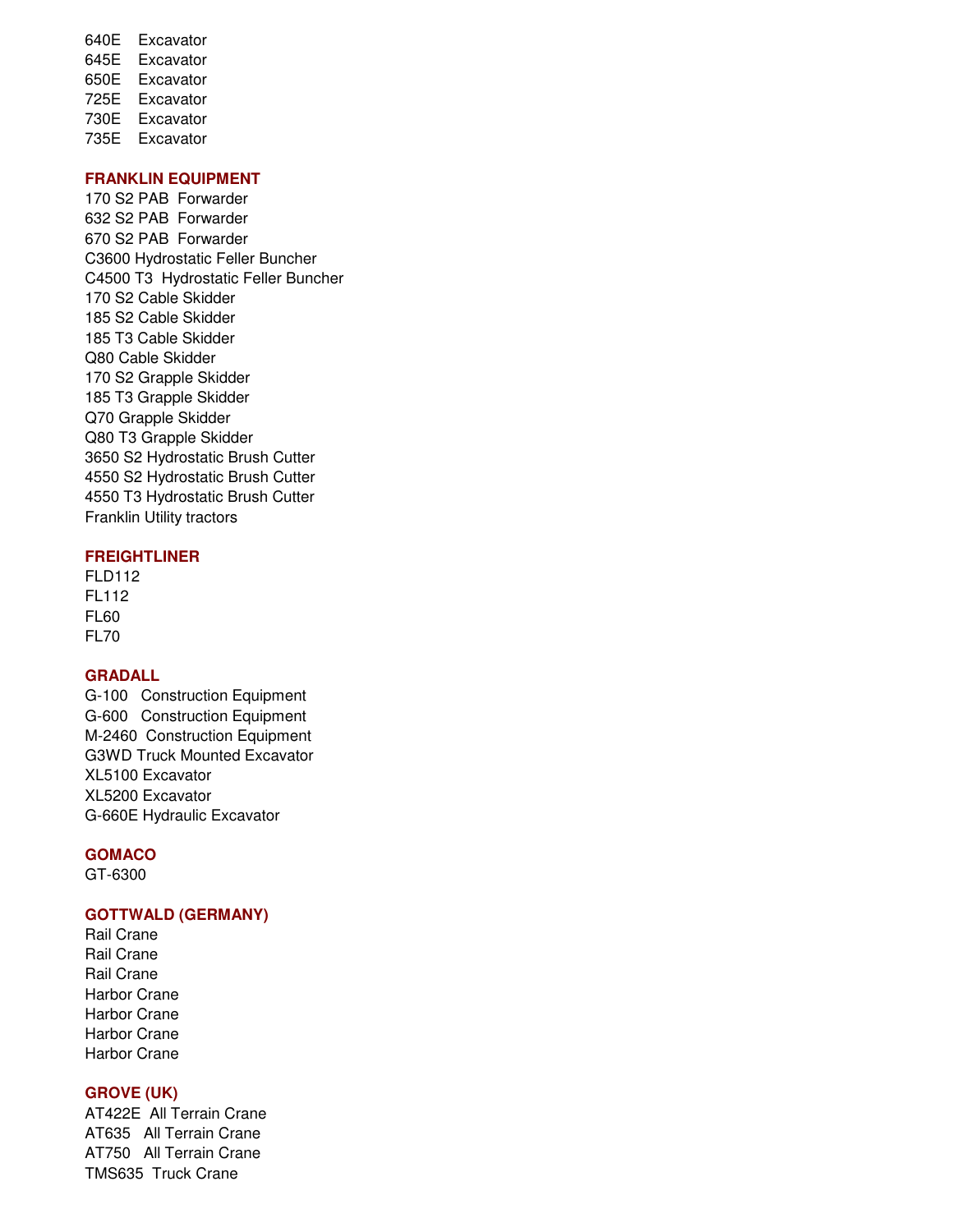640E Excavator
645E Excavator
650E Excavator
725E Excavator
730E Excavator
735E Excavator

**FRANKLIN EQUIPMENT**

170 S2 PAB Forwarder
632 S2 PAB Forwarder
670 S2 PAB Forwarder
C3600 Hydrostatic Feller Buncher
C4500 T3 Hydrostatic Feller Buncher
170 S2 Cable Skidder
185 S2 Cable Skidder
185 T3 Cable Skidder
Q80 Cable Skidder
170 S2 Grapple Skidder
185 T3 Grapple Skidder
Q70 Grapple Skidder
Q80 T3 Grapple Skidder
3650 S2 Hydrostatic Brush Cutter
4550 S2 Hydrostatic Brush Cutter
4550 T3 Hydrostatic Brush Cutter
Franklin Utility tractors

**FREIGHTLINER**

FLD112
FL112
FL60
FL70

**GRADALL**

G-100 Construction Equipment
G-600 Construction Equipment
M-2460 Construction Equipment
G3WD Truck Mounted Excavator
XL5100 Excavator
XL5200 Excavator
G-660E Hydraulic Excavator

**GOMACO**

GT-6300

**GOTTWALD (GERMANY)**

Rail Crane
Rail Crane
Rail Crane
Harbor Crane
Harbor Crane
Harbor Crane
Harbor Crane

**GROVE (UK)**

AT422E All Terrain Crane
AT635 All Terrain Crane
AT750 All Terrain Crane
TMS635 Truck Crane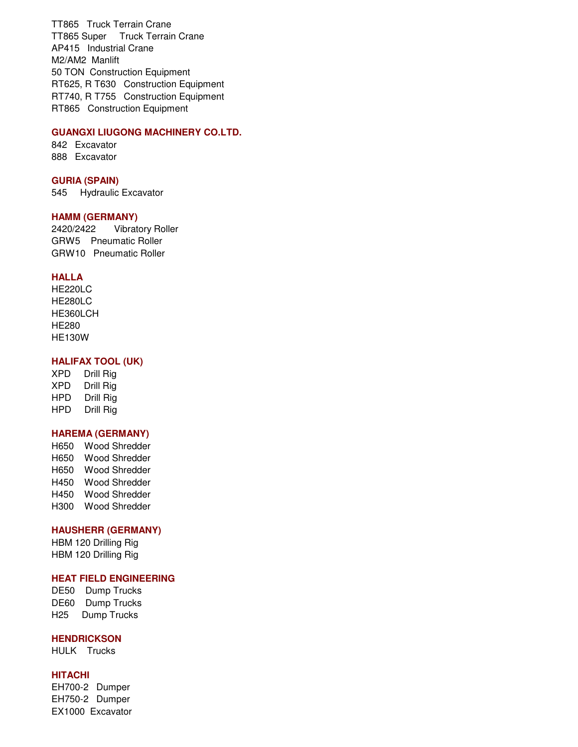TT865   Truck Terrain Crane
TT865 Super     Truck Terrain Crane
AP415   Industrial Crane
M2/AM2  Manlift
50 TON  Construction Equipment
RT625, R T630   Construction Equipment
RT740, R T755   Construction Equipment
RT865   Construction Equipment

### GUANGXI LIUGONG MACHINERY CO.LTD.

842   Excavator
888   Excavator

### GURIA (SPAIN)

545     Hydraulic Excavator

### HAMM (GERMANY)

2420/2422       Vibratory Roller
GRW5    Pneumatic Roller
GRW10   Pneumatic Roller

### HALLA

HE220LC
HE280LC
HE360LCH
HE280
HE130W

### HALIFAX TOOL (UK)

XPD     Drill Rig
XPD     Drill Rig
HPD     Drill Rig
HPD     Drill Rig

### HAREMA (GERMANY)

H650    Wood Shredder
H650    Wood Shredder
H650    Wood Shredder
H450    Wood Shredder
H450    Wood Shredder
H300    Wood Shredder

### HAUSHERR (GERMANY)

HBM 120 Drilling Rig
HBM 120 Drilling Rig

### HEAT FIELD ENGINEERING

DE50    Dump Trucks
DE60    Dump Trucks
H25     Dump Trucks

### HENDRICKSON

HULK    Trucks

### HITACHI

EH700-2   Dumper
EH750-2   Dumper
EX1000  Excavator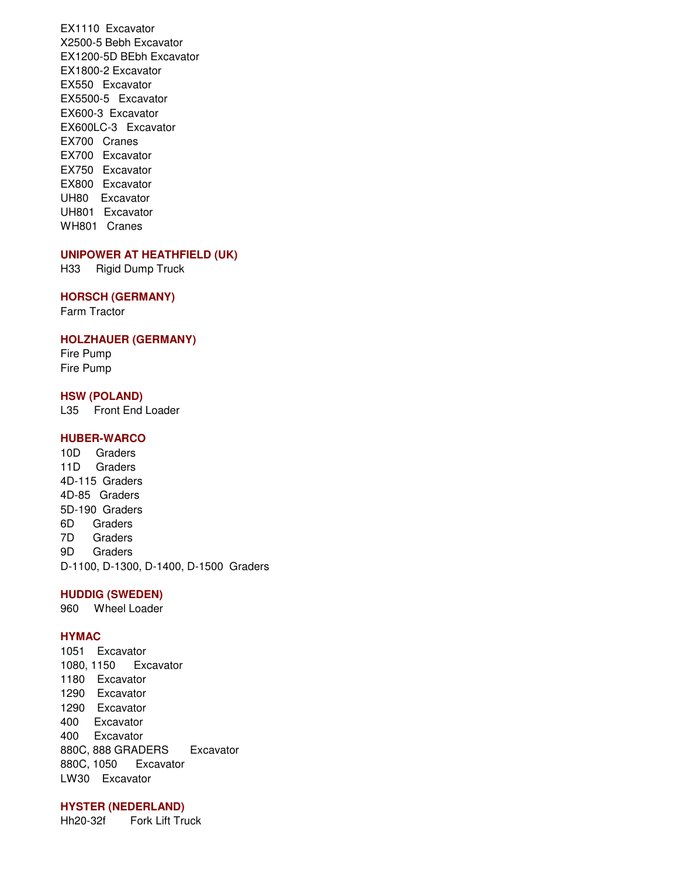EX1110 Excavator
X2500-5 Bebh Excavator
EX1200-5D BEbh Excavator
EX1800-2 Excavator
EX550 Excavator
EX5500-5 Excavator
EX600-3 Excavator
EX600LC-3 Excavator
EX700 Cranes
EX700 Excavator
EX750 Excavator
EX800 Excavator
UH80 Excavator
UH801 Excavator
WH801 Cranes

**UNIPOWER AT HEATHFIELD (UK)**

H33 Rigid Dump Truck

**HORSCH (GERMANY)**

Farm Tractor

**HOLZHAUER (GERMANY)**

Fire Pump
Fire Pump

**HSW (POLAND)**

L35 Front End Loader

**HUBER-WARCO**

10D Graders
11D Graders
4D-115 Graders
4D-85 Graders
5D-190 Graders
6D Graders
7D Graders
9D Graders
D-1100, D-1300, D-1400, D-1500 Graders

**HUDDIG (SWEDEN)**

960 Wheel Loader

**HYMAC**

1051 Excavator
1080, 1150 Excavator
1180 Excavator
1290 Excavator
1290 Excavator
400 Excavator
400 Excavator
880C, 888 GRADERS Excavator
880C, 1050 Excavator
LW30 Excavator

**HYSTER (NEDERLAND)**

Hh20-32f Fork Lift Truck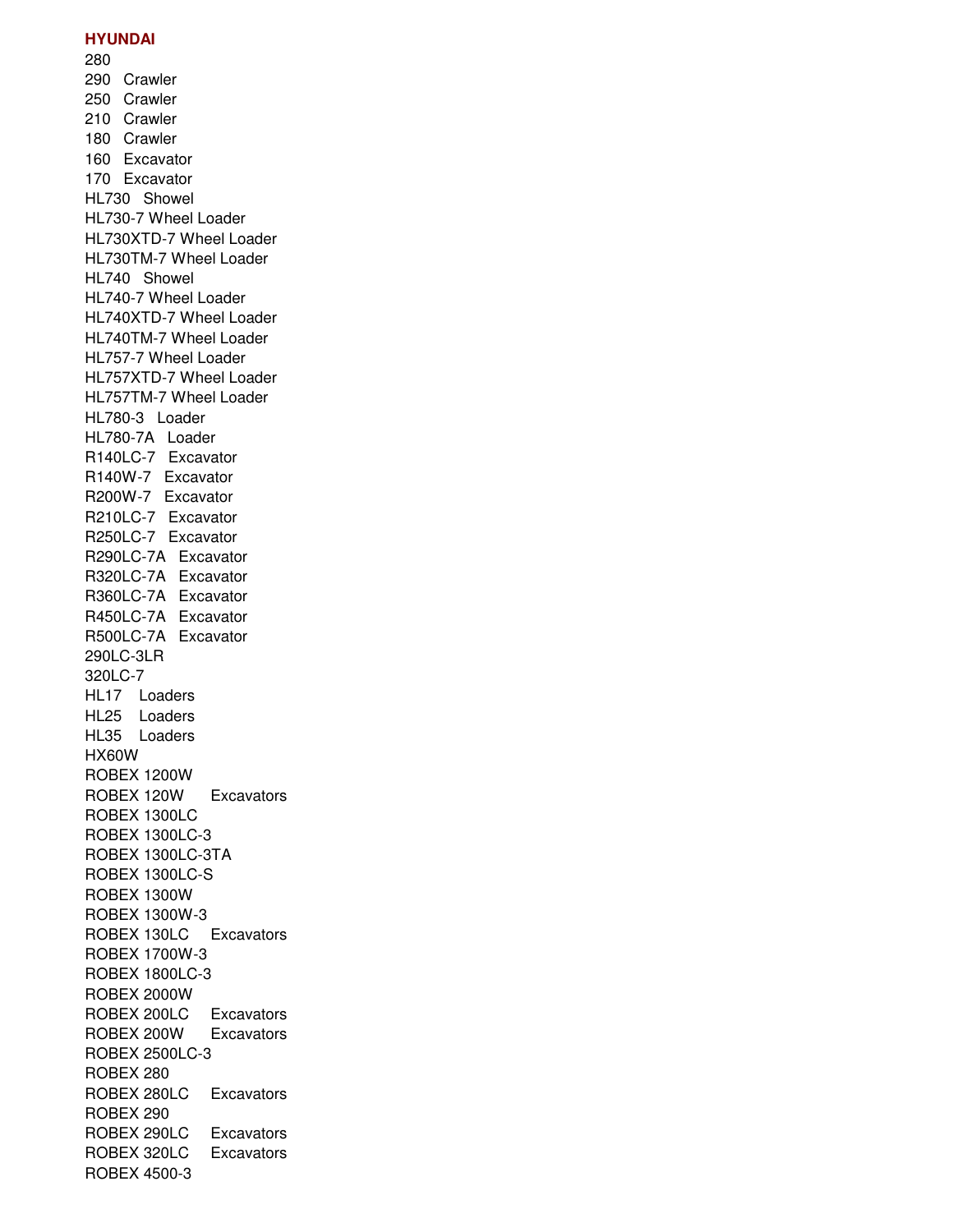**HYUNDAI**

280
290 Crawler
250 Crawler
210 Crawler
180 Crawler
160 Excavator
170 Excavator
HL730 Showel
HL730-7 Wheel Loader
HL730XTD-7 Wheel Loader
HL730TM-7 Wheel Loader
HL740 Showel
HL740-7 Wheel Loader
HL740XTD-7 Wheel Loader
HL740TM-7 Wheel Loader
HL757-7 Wheel Loader
HL757XTD-7 Wheel Loader
HL757TM-7 Wheel Loader
HL780-3 Loader
HL780-7A Loader
R140LC-7 Excavator
R140W-7 Excavator
R200W-7 Excavator
R210LC-7 Excavator
R250LC-7 Excavator
R290LC-7A Excavator
R320LC-7A Excavator
R360LC-7A Excavator
R450LC-7A Excavator
R500LC-7A Excavator
290LC-3LR
320LC-7
HL17 Loaders
HL25 Loaders
HL35 Loaders
HX60W
ROBEX 1200W
ROBEX 120W Excavators
ROBEX 1300LC
ROBEX 1300LC-3
ROBEX 1300LC-3TA
ROBEX 1300LC-S
ROBEX 1300W
ROBEX 1300W-3
ROBEX 130LC Excavators
ROBEX 1700W-3
ROBEX 1800LC-3
ROBEX 2000W
ROBEX 200LC Excavators
ROBEX 200W Excavators
ROBEX 2500LC-3
ROBEX 280
ROBEX 280LC Excavators
ROBEX 290
ROBEX 290LC Excavators
ROBEX 320LC Excavators
ROBEX 4500-3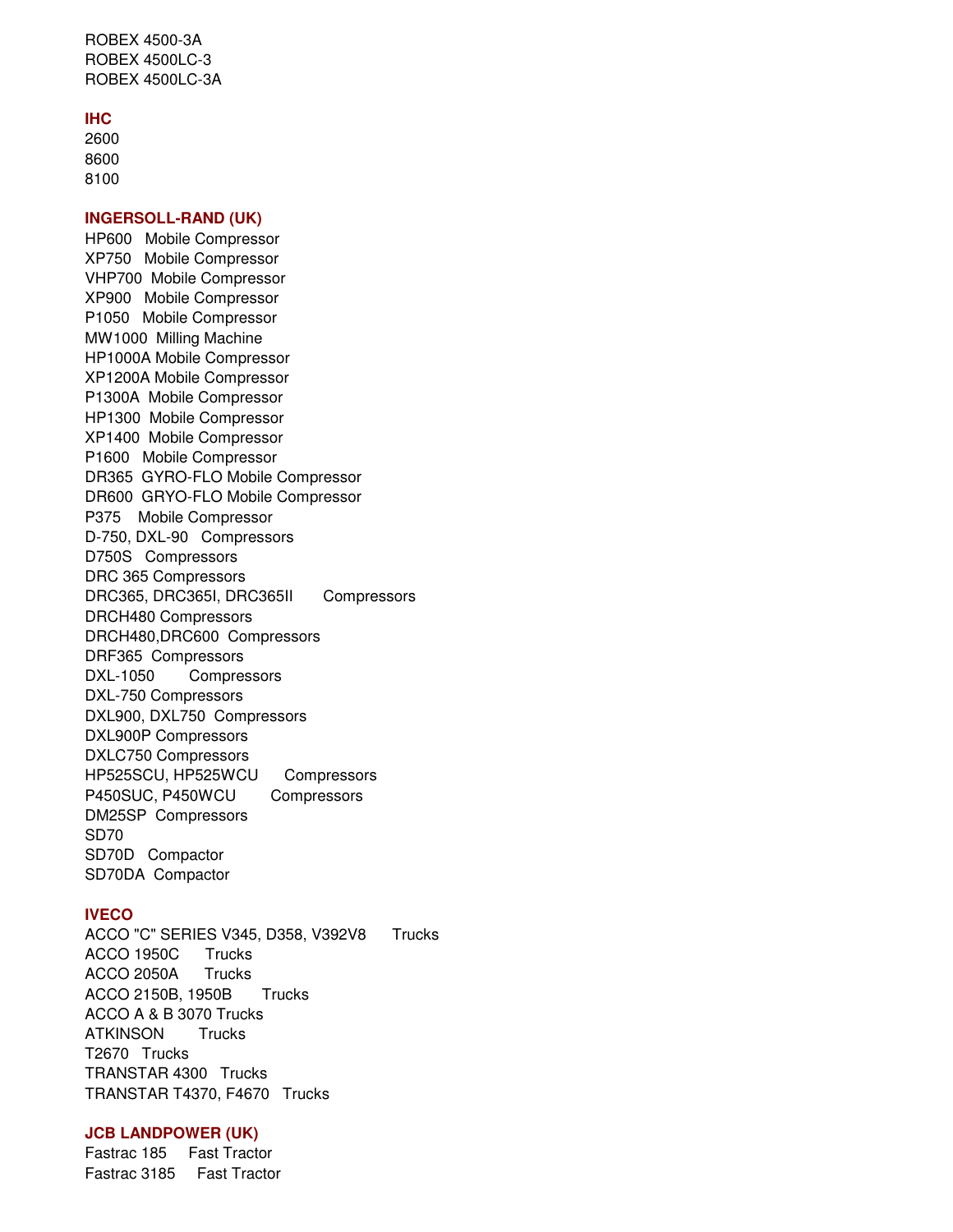ROBEX 4500-3A
ROBEX 4500LC-3
ROBEX 4500LC-3A

**IHC**

2600
8600
8100

**INGERSOLL-RAND (UK)**

HP600 Mobile Compressor
XP750 Mobile Compressor
VHP700 Mobile Compressor
XP900 Mobile Compressor
P1050 Mobile Compressor
MW1000 Milling Machine
HP1000A Mobile Compressor
XP1200A Mobile Compressor
P1300A Mobile Compressor
HP1300 Mobile Compressor
XP1400 Mobile Compressor
P1600 Mobile Compressor
DR365 GYRO-FLO Mobile Compressor
DR600 GRYO-FLO Mobile Compressor
P375 Mobile Compressor
D-750, DXL-90 Compressors
D750S Compressors
DRC 365 Compressors
DRC365, DRC365I, DRC365II Compressors
DRCH480 Compressors
DRCH480,DRC600 Compressors
DRF365 Compressors
DXL-1050 Compressors
DXL-750 Compressors
DXL900, DXL750 Compressors
DXL900P Compressors
DXLC750 Compressors
HP525SCU, HP525WCU Compressors
P450SUC, P450WCU Compressors
DM25SP Compressors
SD70
SD70D Compactor
SD70DA Compactor

**IVECO**

ACCO "C" SERIES V345, D358, V392V8 Trucks
ACCO 1950C Trucks
ACCO 2050A Trucks
ACCO 2150B, 1950B Trucks
ACCO A & B 3070 Trucks
ATKINSON Trucks
T2670 Trucks
TRANSTAR 4300 Trucks
TRANSTAR T4370, F4670 Trucks

**JCB LANDPOWER (UK)**

Fastrac 185 Fast Tractor
Fastrac 3185 Fast Tractor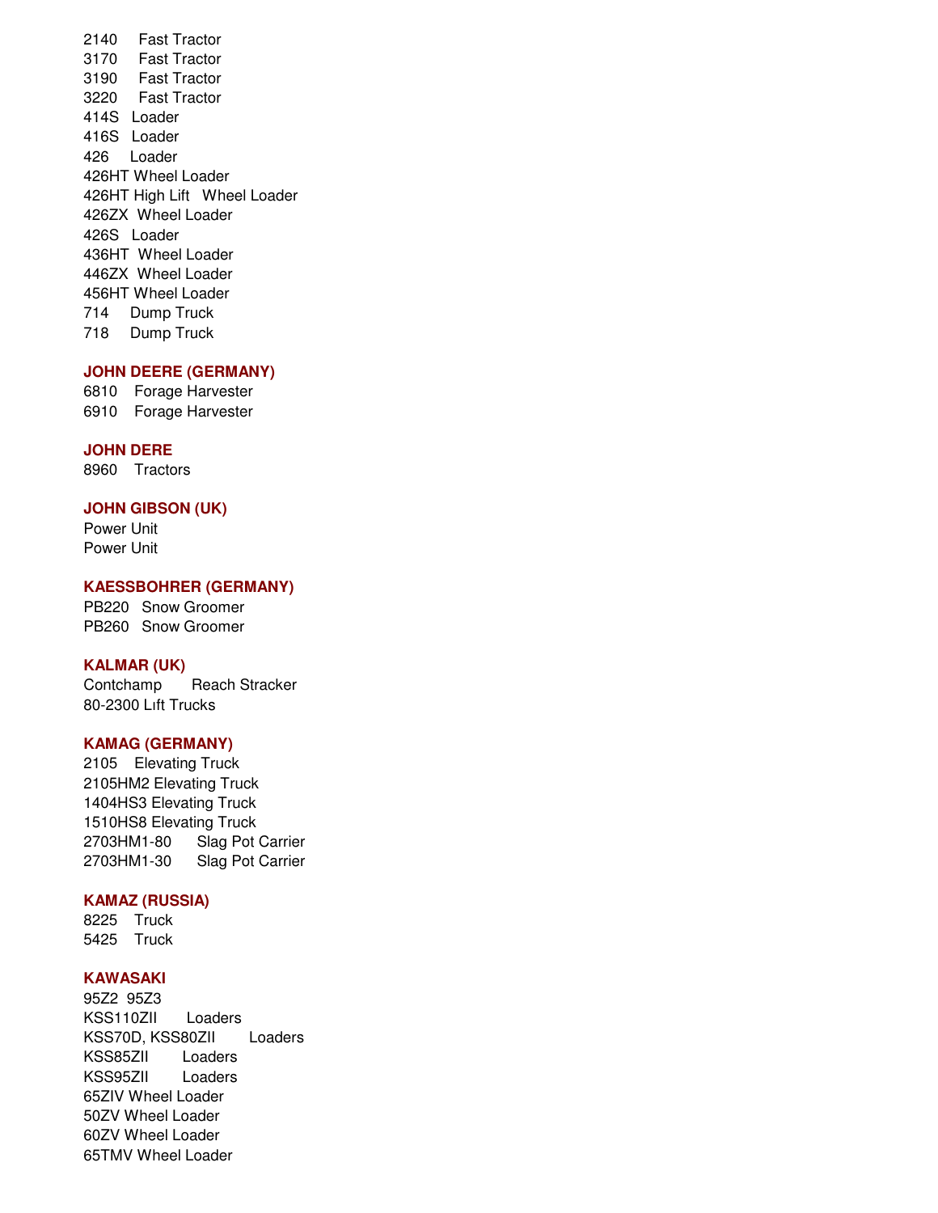2140 Fast Tractor
3170 Fast Tractor
3190 Fast Tractor
3220 Fast Tractor
414S Loader
416S Loader
426 Loader
426HT Wheel Loader
426HT High Lift Wheel Loader
426ZX Wheel Loader
426S Loader
436HT Wheel Loader
446ZX Wheel Loader
456HT Wheel Loader
714 Dump Truck
718 Dump Truck

**JOHN DEERE (GERMANY)**

6810 Forage Harvester
6910 Forage Harvester

**JOHN DERE**

8960 Tractors

**JOHN GIBSON (UK)**

Power Unit
Power Unit

**KAESSBOHRER (GERMANY)**

PB220 Snow Groomer
PB260 Snow Groomer

**KALMAR (UK)**

Contchamp Reach Stracker
80-2300 Lıft Trucks

**KAMAG (GERMANY)**

2105 Elevating Truck
2105HM2 Elevating Truck
1404HS3 Elevating Truck
1510HS8 Elevating Truck
2703HM1-80 Slag Pot Carrier
2703HM1-30 Slag Pot Carrier

**KAMAZ (RUSSIA)**

8225 Truck
5425 Truck

**KAWASAKI**

95Z2 95Z3
KSS110ZII Loaders
KSS70D, KSS80ZII Loaders
KSS85ZII Loaders
KSS95ZII Loaders
65ZIV Wheel Loader
50ZV Wheel Loader
60ZV Wheel Loader
65TMV Wheel Loader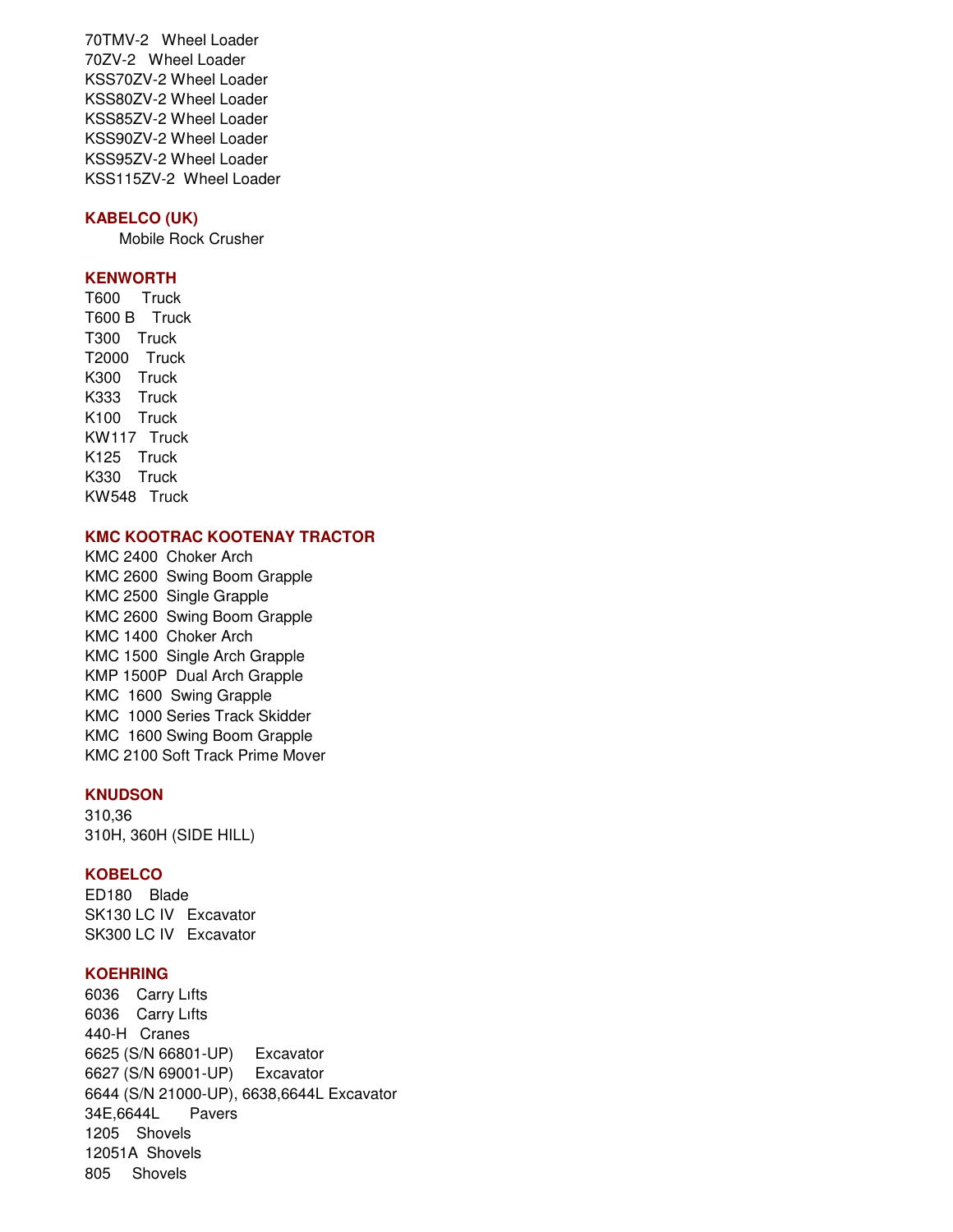70TMV-2 Wheel Loader
70ZV-2 Wheel Loader
KSS70ZV-2 Wheel Loader
KSS80ZV-2 Wheel Loader
KSS85ZV-2 Wheel Loader
KSS90ZV-2 Wheel Loader
KSS95ZV-2 Wheel Loader
KSS115ZV-2 Wheel Loader

### KABELCO (UK)

Mobile Rock Crusher

### KENWORTH

T600 Truck
T600 B Truck
T300 Truck
T2000 Truck
K300 Truck
K333 Truck
K100 Truck
KW117 Truck
K125 Truck
K330 Truck
KW548 Truck

### KMC KOOTRAC KOOTENAY TRACTOR

KMC 2400 Choker Arch
KMC 2600 Swing Boom Grapple
KMC 2500 Single Grapple
KMC 2600 Swing Boom Grapple
KMC 1400 Choker Arch
KMC 1500 Single Arch Grapple
KMP 1500P Dual Arch Grapple
KMC 1600 Swing Grapple
KMC 1000 Series Track Skidder
KMC 1600 Swing Boom Grapple
KMC 2100 Soft Track Prime Mover

### KNUDSON

310,36
310H, 360H (SIDE HILL)

### KOBELCO

ED180 Blade
SK130 LC IV Excavator
SK300 LC IV Excavator

### KOEHRING

6036 Carry Lıfts
6036 Carry Lıfts
440-H Cranes
6625 (S/N 66801-UP) Excavator
6627 (S/N 69001-UP) Excavator
6644 (S/N 21000-UP), 6638,6644L Excavator
34E,6644L Pavers
1205 Shovels
12051A Shovels
805 Shovels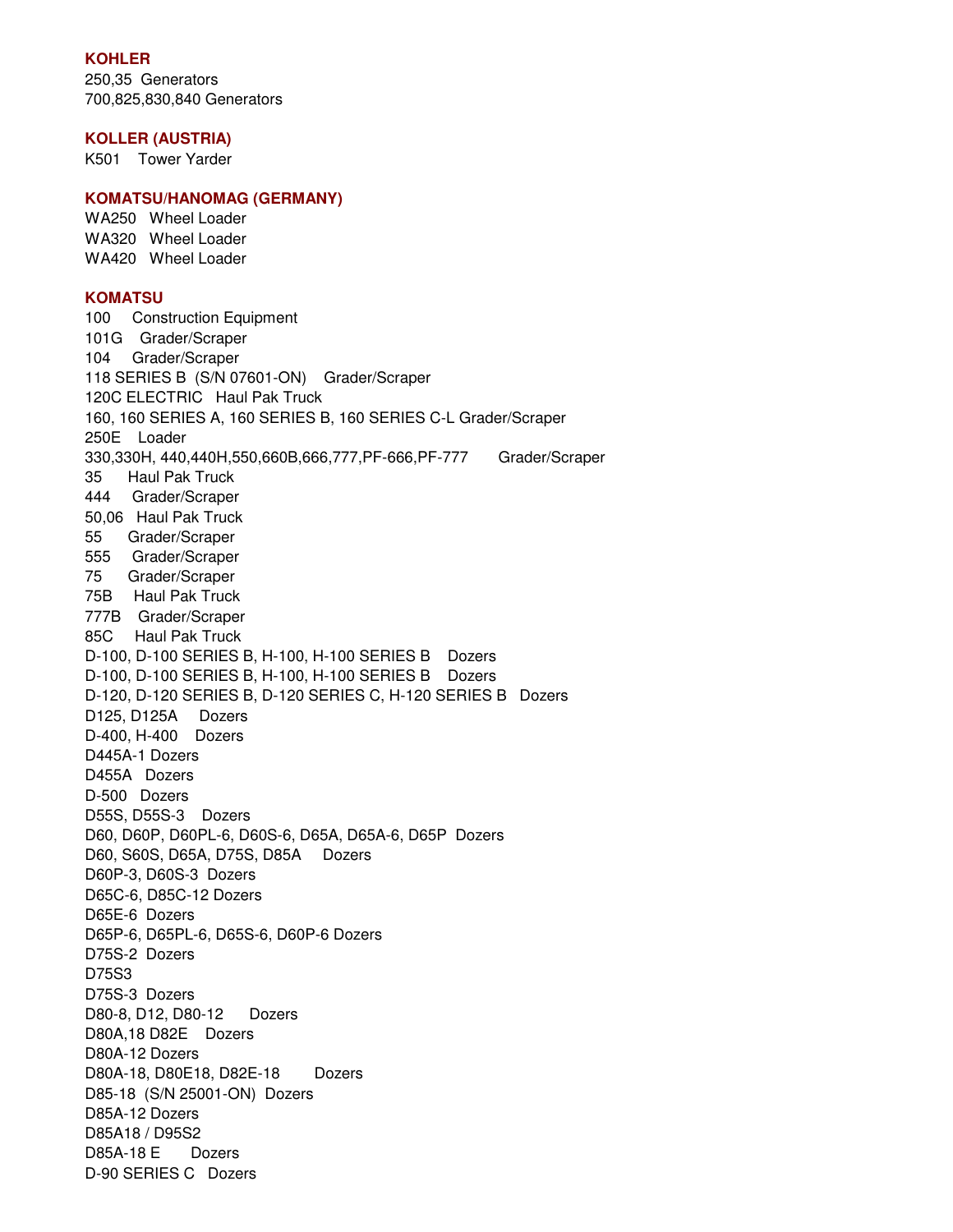**KOHLER**

250,35 Generators
700,825,830,840 Generators

**KOLLER (AUSTRIA)**

K501 Tower Yarder

**KOMATSU/HANOMAG (GERMANY)**

WA250 Wheel Loader
WA320 Wheel Loader
WA420 Wheel Loader

**KOMATSU**

100 Construction Equipment
101G Grader/Scraper
104 Grader/Scraper
118 SERIES B (S/N 07601-ON) Grader/Scraper
120C ELECTRIC Haul Pak Truck
160, 160 SERIES A, 160 SERIES B, 160 SERIES C-L Grader/Scraper
250E Loader
330,330H, 440,440H,550,660B,666,777,PF-666,PF-777 Grader/Scraper
35 Haul Pak Truck
444 Grader/Scraper
50,06 Haul Pak Truck
55 Grader/Scraper
555 Grader/Scraper
75 Grader/Scraper
75B Haul Pak Truck
777B Grader/Scraper
85C Haul Pak Truck
D-100, D-100 SERIES B, H-100, H-100 SERIES B Dozers
D-100, D-100 SERIES B, H-100, H-100 SERIES B Dozers
D-120, D-120 SERIES B, D-120 SERIES C, H-120 SERIES B Dozers
D125, D125A Dozers
D-400, H-400 Dozers
D445A-1 Dozers
D455A Dozers
D-500 Dozers
D55S, D55S-3 Dozers
D60, D60P, D60PL-6, D60S-6, D65A, D65A-6, D65P Dozers
D60, S60S, D65A, D75S, D85A Dozers
D60P-3, D60S-3 Dozers
D65C-6, D85C-12 Dozers
D65E-6 Dozers
D65P-6, D65PL-6, D65S-6, D60P-6 Dozers
D75S-2 Dozers
D75S3
D75S-3 Dozers
D80-8, D12, D80-12 Dozers
D80A,18 D82E Dozers
D80A-12 Dozers
D80A-18, D80E18, D82E-18 Dozers
D85-18 (S/N 25001-ON) Dozers
D85A-12 Dozers
D85A18 / D95S2
D85A-18 E Dozers
D-90 SERIES C Dozers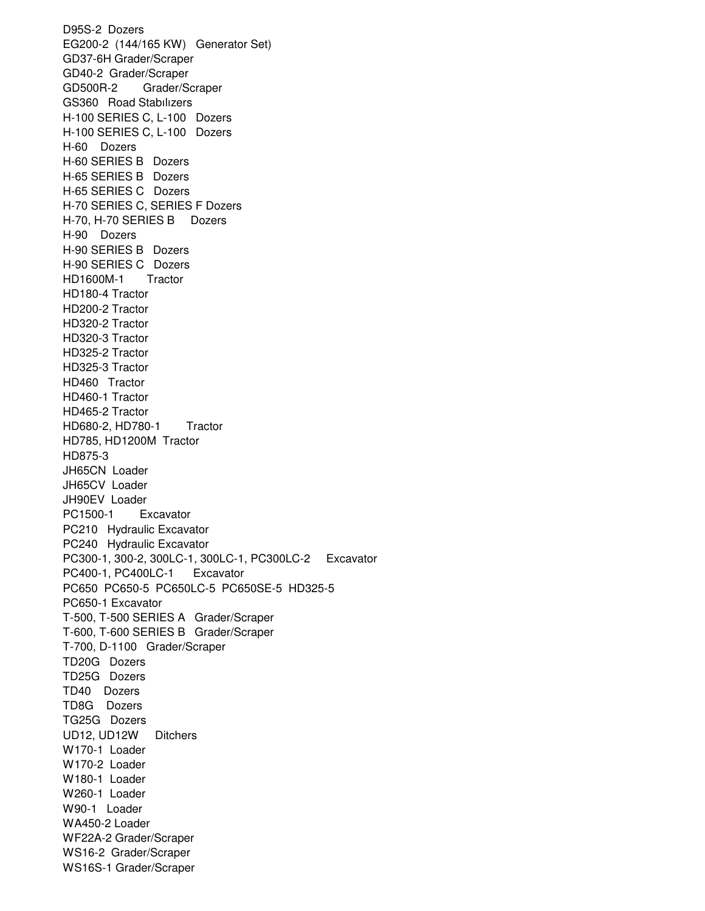D95S-2 Dozers
EG200-2 (144/165 KW) Generator Set)
GD37-6H Grader/Scraper
GD40-2 Grader/Scraper
GD500R-2 Grader/Scraper
GS360 Road Stabılızers
H-100 SERIES C, L-100 Dozers
H-100 SERIES C, L-100 Dozers
H-60 Dozers
H-60 SERIES B Dozers
H-65 SERIES B Dozers
H-65 SERIES C Dozers
H-70 SERIES C, SERIES F Dozers
H-70, H-70 SERIES B Dozers
H-90 Dozers
H-90 SERIES B Dozers
H-90 SERIES C Dozers
HD1600M-1 Tractor
HD180-4 Tractor
HD200-2 Tractor
HD320-2 Tractor
HD320-3 Tractor
HD325-2 Tractor
HD325-3 Tractor
HD460 Tractor
HD460-1 Tractor
HD465-2 Tractor
HD680-2, HD780-1 Tractor
HD785, HD1200M Tractor
HD875-3
JH65CN Loader
JH65CV Loader
JH90EV Loader
PC1500-1 Excavator
PC210 Hydraulic Excavator
PC240 Hydraulic Excavator
PC300-1, 300-2, 300LC-1, 300LC-1, PC300LC-2 Excavator
PC400-1, PC400LC-1 Excavator
PC650 PC650-5 PC650LC-5 PC650SE-5 HD325-5
PC650-1 Excavator
T-500, T-500 SERIES A Grader/Scraper
T-600, T-600 SERIES B Grader/Scraper
T-700, D-1100 Grader/Scraper
TD20G Dozers
TD25G Dozers
TD40 Dozers
TD8G Dozers
TG25G Dozers
UD12, UD12W Ditchers
W170-1 Loader
W170-2 Loader
W180-1 Loader
W260-1 Loader
W90-1 Loader
WA450-2 Loader
WF22A-2 Grader/Scraper
WS16-2 Grader/Scraper
WS16S-1 Grader/Scraper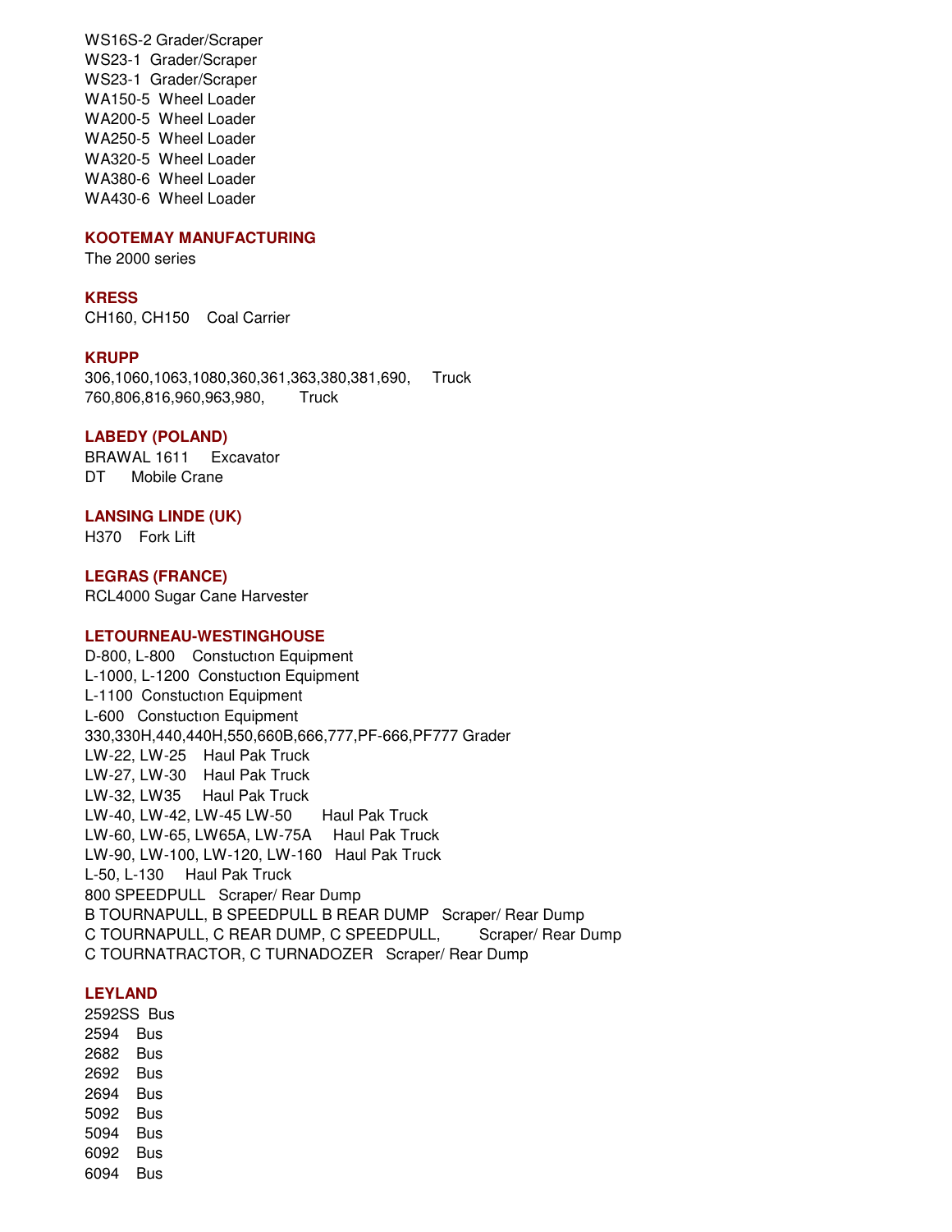WS16S-2 Grader/Scraper
WS23-1 Grader/Scraper
WS23-1 Grader/Scraper
WA150-5 Wheel Loader
WA200-5 Wheel Loader
WA250-5 Wheel Loader
WA320-5 Wheel Loader
WA380-6 Wheel Loader
WA430-6 Wheel Loader

**KOOTEMAY MANUFACTURING**

The 2000 series

**KRESS**

CH160, CH150 Coal Carrier

**KRUPP**

306,1060,1063,1080,360,361,363,380,381,690, Truck
760,806,816,960,963,980, Truck

**LABEDY (POLAND)**

BRAWAL 1611 Excavator
DT Mobile Crane

**LANSING LINDE (UK)**

H370 Fork Lift

**LEGRAS (FRANCE)**

RCL4000 Sugar Cane Harvester

**LETOURNEAU-WESTINGHOUSE**

D-800, L-800 Constuctıon Equipment
L-1000, L-1200 Constuctıon Equipment
L-1100 Constuctıon Equipment
L-600 Constuctıon Equipment
330,330H,440,440H,550,660B,666,777,PF-666,PF777 Grader
LW-22, LW-25 Haul Pak Truck
LW-27, LW-30 Haul Pak Truck
LW-32, LW35 Haul Pak Truck
LW-40, LW-42, LW-45 LW-50 Haul Pak Truck
LW-60, LW-65, LW65A, LW-75A Haul Pak Truck
LW-90, LW-100, LW-120, LW-160 Haul Pak Truck
L-50, L-130 Haul Pak Truck
800 SPEEDPULL Scraper/ Rear Dump
B TOURNAPULL, B SPEEDPULL B REAR DUMP Scraper/ Rear Dump
C TOURNAPULL, C REAR DUMP, C SPEEDPULL, Scraper/ Rear Dump
C TOURNATRACTOR, C TURNADOZER Scraper/ Rear Dump

**LEYLAND**

2592SS Bus
2594 Bus
2682 Bus
2692 Bus
2694 Bus
5092 Bus
5094 Bus
6092 Bus
6094 Bus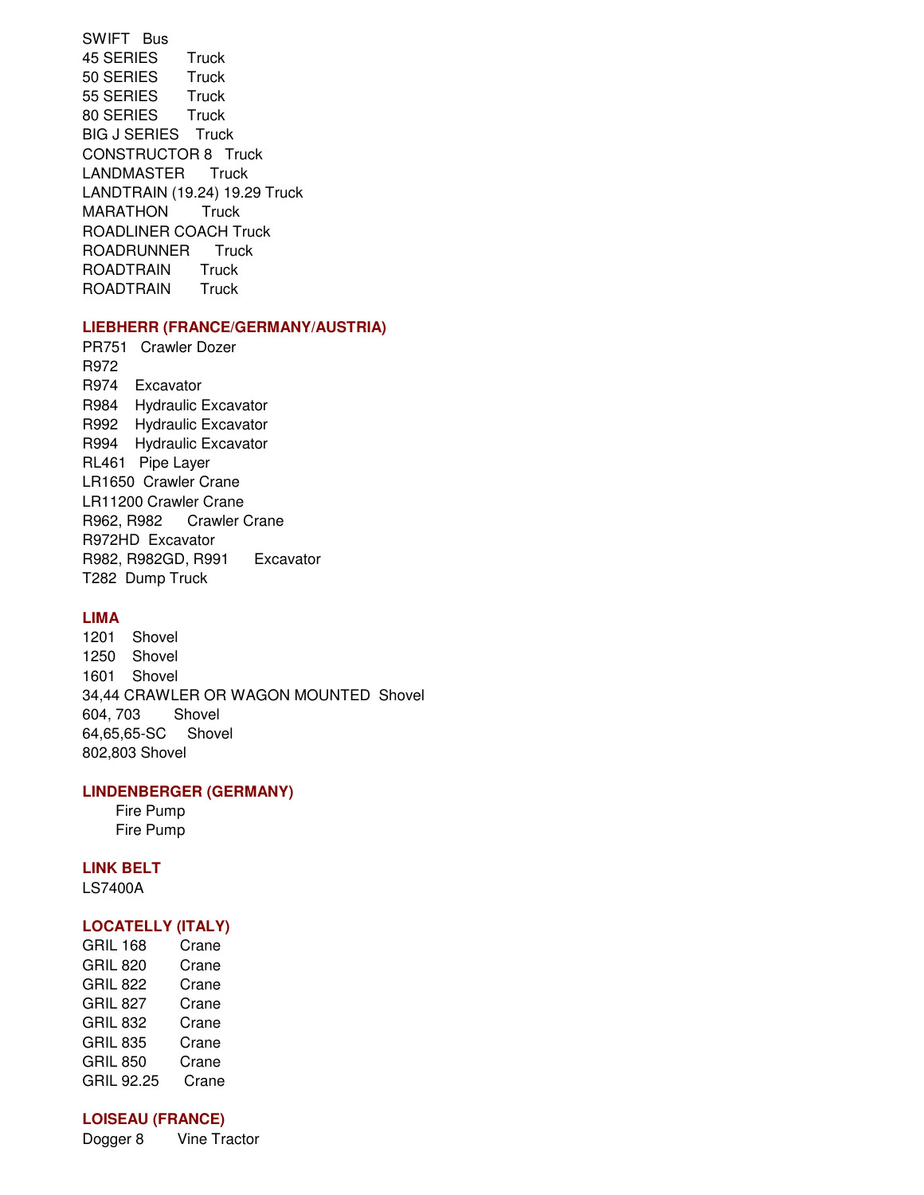SWIFT Bus
45 SERIES Truck
50 SERIES Truck
55 SERIES Truck
80 SERIES Truck
BIG J SERIES Truck
CONSTRUCTOR 8 Truck
LANDMASTER Truck
LANDTRAIN (19.24) 19.29 Truck
MARATHON Truck
ROADLINER COACH Truck
ROADRUNNER Truck
ROADTRAIN Truck
ROADTRAIN Truck

**LIEBHERR (FRANCE/GERMANY/AUSTRIA)**

PR751 Crawler Dozer
R972
R974 Excavator
R984 Hydraulic Excavator
R992 Hydraulic Excavator
R994 Hydraulic Excavator
RL461 Pipe Layer
LR1650 Crawler Crane
LR11200 Crawler Crane
R962, R982 Crawler Crane
R972HD Excavator
R982, R982GD, R991 Excavator
T282 Dump Truck

**LIMA**

1201 Shovel
1250 Shovel
1601 Shovel
34,44 CRAWLER OR WAGON MOUNTED Shovel
604, 703 Shovel
64,65,65-SC Shovel
802,803 Shovel

**LINDENBERGER (GERMANY)**

Fire Pump
Fire Pump

**LINK BELT**

LS7400A

**LOCATELLY (ITALY)**

GRIL 168 Crane
GRIL 820 Crane
GRIL 822 Crane
GRIL 827 Crane
GRIL 832 Crane
GRIL 835 Crane
GRIL 850 Crane
GRIL 92.25 Crane

**LOISEAU (FRANCE)**

Dogger 8 Vine Tractor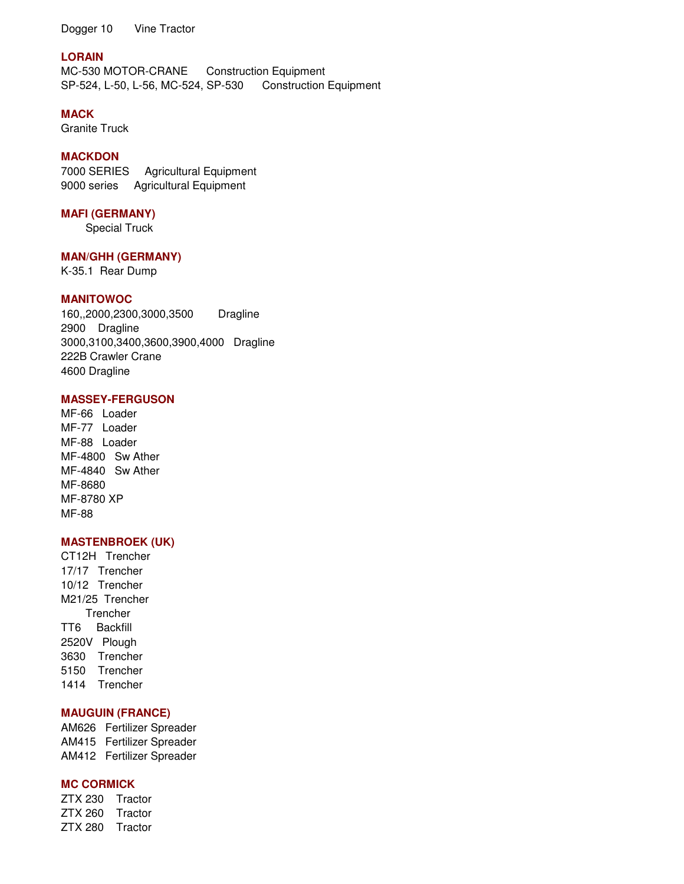Dogger 10 Vine Tractor

**LORAIN**

MC-530 MOTOR-CRANE Construction Equipment

SP-524, L-50, L-56, MC-524, SP-530 Construction Equipment

**MACK**

Granite Truck

**MACKDON**

7000 SERIES Agricultural Equipment

9000 series Agricultural Equipment

**MAFI (GERMANY)**

Special Truck

**MAN/GHH (GERMANY)**

K-35.1 Rear Dump

**MANITOWOC**

160,,2000,2300,3000,3500 Dragline

2900 Dragline

3000,3100,3400,3600,3900,4000 Dragline

222B Crawler Crane

4600 Dragline

**MASSEY-FERGUSON**

MF-66 Loader

MF-77 Loader

MF-88 Loader

MF-4800 Sw Ather

MF-4840 Sw Ather

MF-8680

MF-8780 XP

MF-88

**MASTENBROEK (UK)**

CT12H Trencher

17/17 Trencher

10/12 Trencher

M21/25 Trencher

Trencher

TT6 Backfill

2520V Plough

3630 Trencher

5150 Trencher

1414 Trencher

**MAUGUIN (FRANCE)**

AM626 Fertilizer Spreader

AM415 Fertilizer Spreader

AM412 Fertilizer Spreader

**MC CORMICK**

ZTX 230 Tractor

ZTX 260 Tractor

ZTX 280 Tractor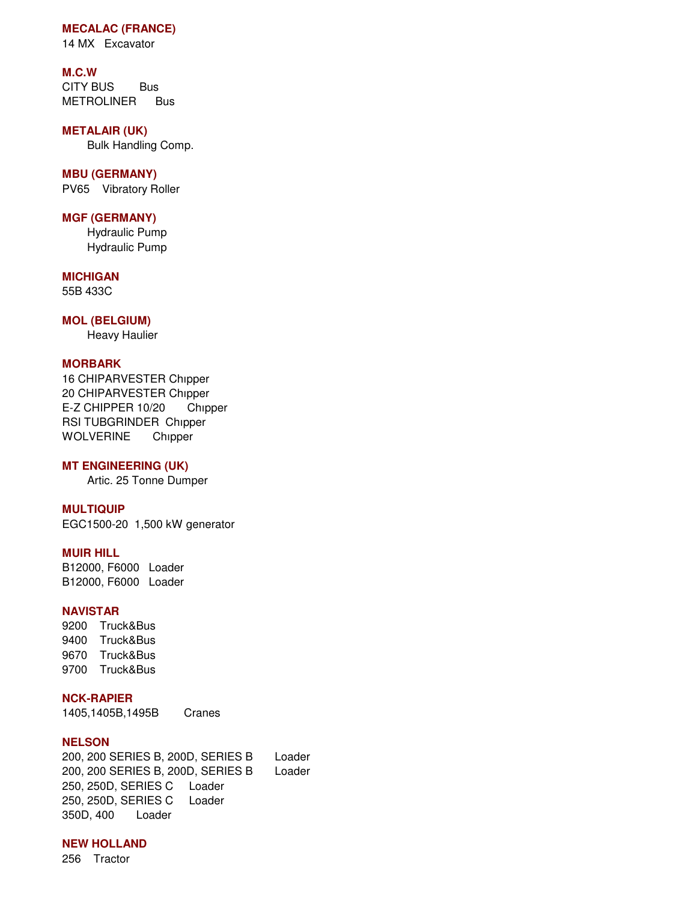**MECALAC (FRANCE)**
14 MX   Excavator

**M.C.W**
CITY BUS   Bus
METROLINER   Bus

**METALAIR (UK)**
Bulk Handling Comp.

**MBU (GERMANY)**
PV65   Vibratory Roller

**MGF (GERMANY)**
Hydraulic Pump
Hydraulic Pump

**MICHIGAN**
55B 433C

**MOL (BELGIUM)**
Heavy Haulier

**MORBARK**
16 CHIPARVESTER Chıpper
20 CHIPARVESTER Chıpper
E-Z CHIPPER 10/20   Chıpper
RSI TUBGRINDER  Chıpper
WOLVERINE   Chıpper

**MT ENGINEERING (UK)**
Artic. 25 Tonne Dumper

**MULTIQUIP**
EGC1500-20  1,500 kW generator

**MUIR HILL**
B12000, F6000   Loader
B12000, F6000   Loader

**NAVISTAR**
9200   Truck&Bus
9400   Truck&Bus
9670   Truck&Bus
9700   Truck&Bus

**NCK-RAPIER**
1405,1405B,1495B   Cranes

**NELSON**
200, 200 SERIES B, 200D, SERIES B   Loader
200, 200 SERIES B, 200D, SERIES B   Loader
250, 250D, SERIES C   Loader
250, 250D, SERIES C   Loader
350D, 400   Loader

**NEW HOLLAND**
256   Tractor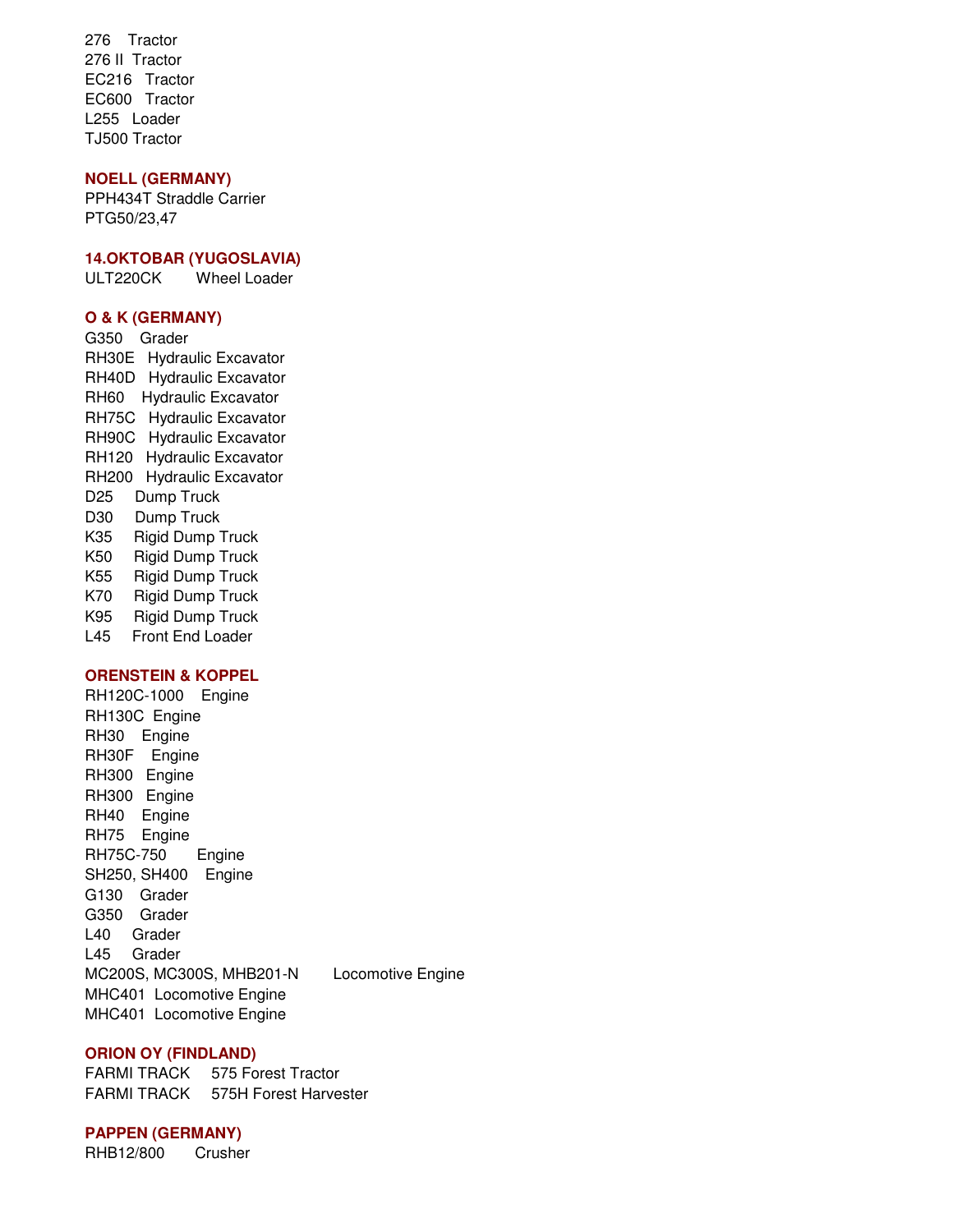276 Tractor
276 II Tractor
EC216 Tractor
EC600 Tractor
L255 Loader
TJ500 Tractor

**NOELL (GERMANY)**

PPH434T Straddle Carrier
PTG50/23,47

**14.OKTOBAR (YUGOSLAVIA)**

ULT220CK Wheel Loader

**O & K (GERMANY)**

G350 Grader
RH30E Hydraulic Excavator
RH40D Hydraulic Excavator
RH60 Hydraulic Excavator
RH75C Hydraulic Excavator
RH90C Hydraulic Excavator
RH120 Hydraulic Excavator
RH200 Hydraulic Excavator
D25 Dump Truck
D30 Dump Truck
K35 Rigid Dump Truck
K50 Rigid Dump Truck
K55 Rigid Dump Truck
K70 Rigid Dump Truck
K95 Rigid Dump Truck
L45 Front End Loader

**ORENSTEIN & KOPPEL**

RH120C-1000 Engine
RH130C Engine
RH30 Engine
RH30F Engine
RH300 Engine
RH300 Engine
RH40 Engine
RH75 Engine
RH75C-750 Engine
SH250, SH400 Engine
G130 Grader
G350 Grader
L40 Grader
L45 Grader
MC200S, MC300S, MHB201-N Locomotive Engine
MHC401 Locomotive Engine
MHC401 Locomotive Engine

**ORION OY (FINDLAND)**

FARMI TRACK 575 Forest Tractor
FARMI TRACK 575H Forest Harvester

**PAPPEN (GERMANY)**

RHB12/800 Crusher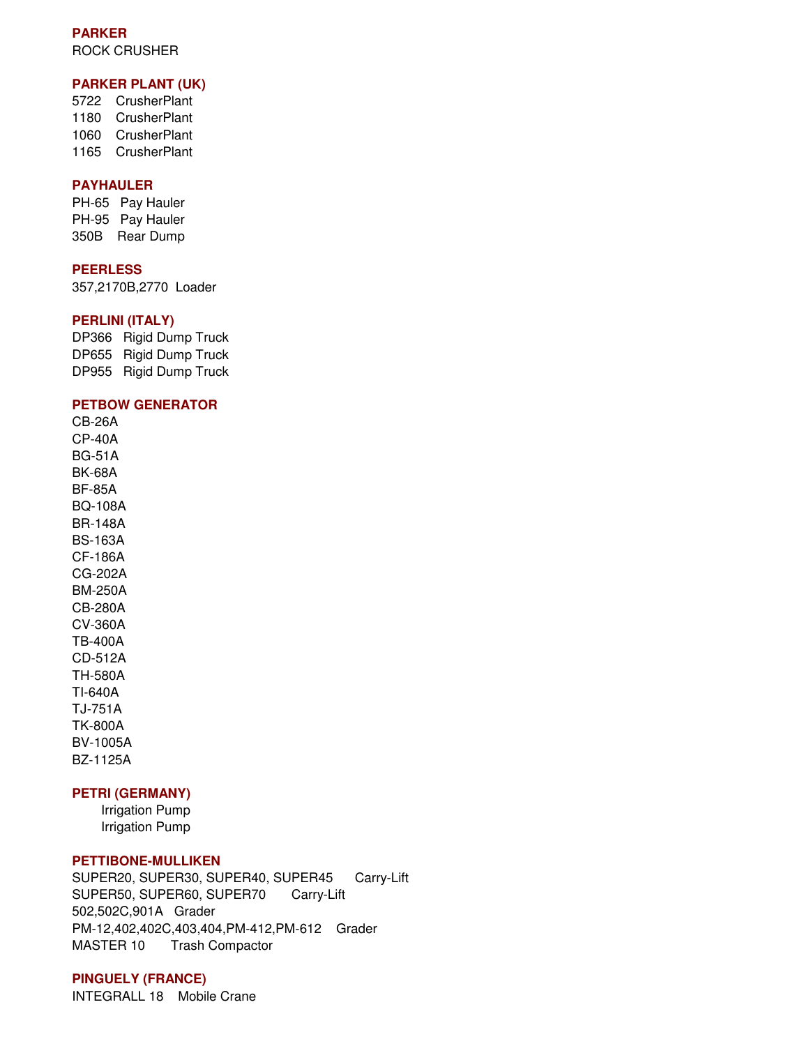**PARKER**
ROCK CRUSHER

**PARKER PLANT (UK)**
5722 CrusherPlant
1180 CrusherPlant
1060 CrusherPlant
1165 CrusherPlant

**PAYHAULER**
PH-65 Pay Hauler
PH-95 Pay Hauler
350B Rear Dump

**PEERLESS**
357,2170B,2770 Loader

**PERLINI (ITALY)**
DP366 Rigid Dump Truck
DP655 Rigid Dump Truck
DP955 Rigid Dump Truck

**PETBOW GENERATOR**
CB-26A
CP-40A
BG-51A
BK-68A
BF-85A
BQ-108A
BR-148A
BS-163A
CF-186A
CG-202A
BM-250A
CB-280A
CV-360A
TB-400A
CD-512A
TH-580A
TI-640A
TJ-751A
TK-800A
BV-1005A
BZ-1125A

**PETRI (GERMANY)**
Irrigation Pump
Irrigation Pump

**PETTIBONE-MULLIKEN**
SUPER20, SUPER30, SUPER40, SUPER45 Carry-Lift
SUPER50, SUPER60, SUPER70 Carry-Lift
502,502C,901A Grader
PM-12,402,402C,403,404,PM-412,PM-612 Grader
MASTER 10 Trash Compactor

**PINGUELY (FRANCE)**
INTEGRALL 18 Mobile Crane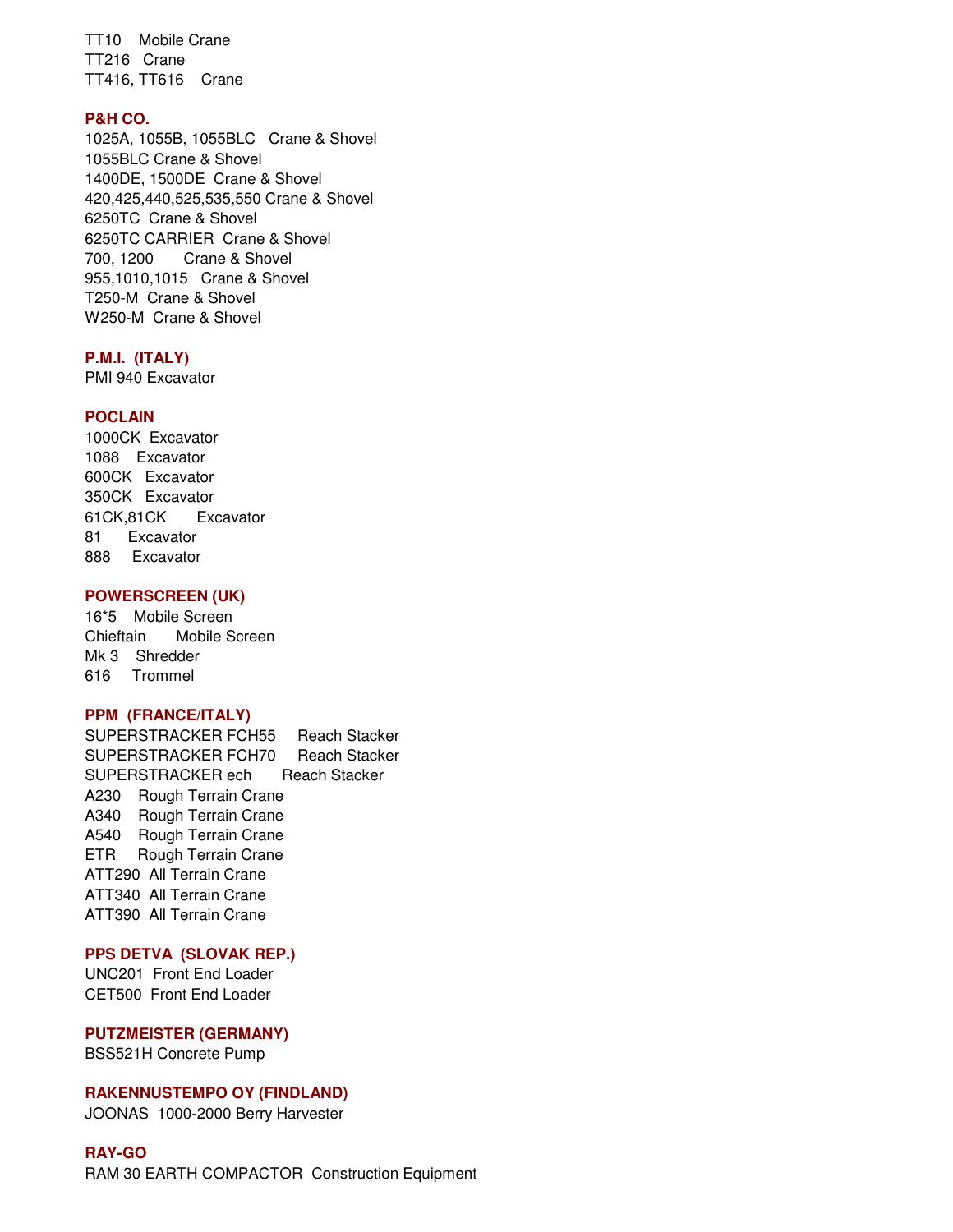TT10 Mobile Crane
TT216 Crane
TT416, TT616 Crane

**P&H CO.**
1025A, 1055B, 1055BLC Crane & Shovel
1055BLC Crane & Shovel
1400DE, 1500DE Crane & Shovel
420,425,440,525,535,550 Crane & Shovel
6250TC Crane & Shovel
6250TC CARRIER Crane & Shovel
700, 1200 Crane & Shovel
955,1010,1015 Crane & Shovel
T250-M Crane & Shovel
W250-M Crane & Shovel

**P.M.I. (ITALY)**
PMI 940 Excavator

**POCLAIN**
1000CK Excavator
1088 Excavator
600CK Excavator
350CK Excavator
61CK,81CK Excavator
81 Excavator
888 Excavator

**POWERSCREEN (UK)**
16*5 Mobile Screen
Chieftain Mobile Screen
Mk 3 Shredder
616 Trommel

**PPM (FRANCE/ITALY)**
SUPERSTRACKER FCH55 Reach Stacker
SUPERSTRACKER FCH70 Reach Stacker
SUPERSTRACKER ech Reach Stacker
A230 Rough Terrain Crane
A340 Rough Terrain Crane
A540 Rough Terrain Crane
ETR Rough Terrain Crane
ATT290 All Terrain Crane
ATT340 All Terrain Crane
ATT390 All Terrain Crane

**PPS DETVA (SLOVAK REP.)**
UNC201 Front End Loader
CET500 Front End Loader

**PUTZMEISTER (GERMANY)**
BSS521H Concrete Pump

**RAKENNUSTEMPO OY (FINDLAND)**
JOONAS 1000-2000 Berry Harvester

**RAY-GO**
RAM 30 EARTH COMPACTOR Construction Equipment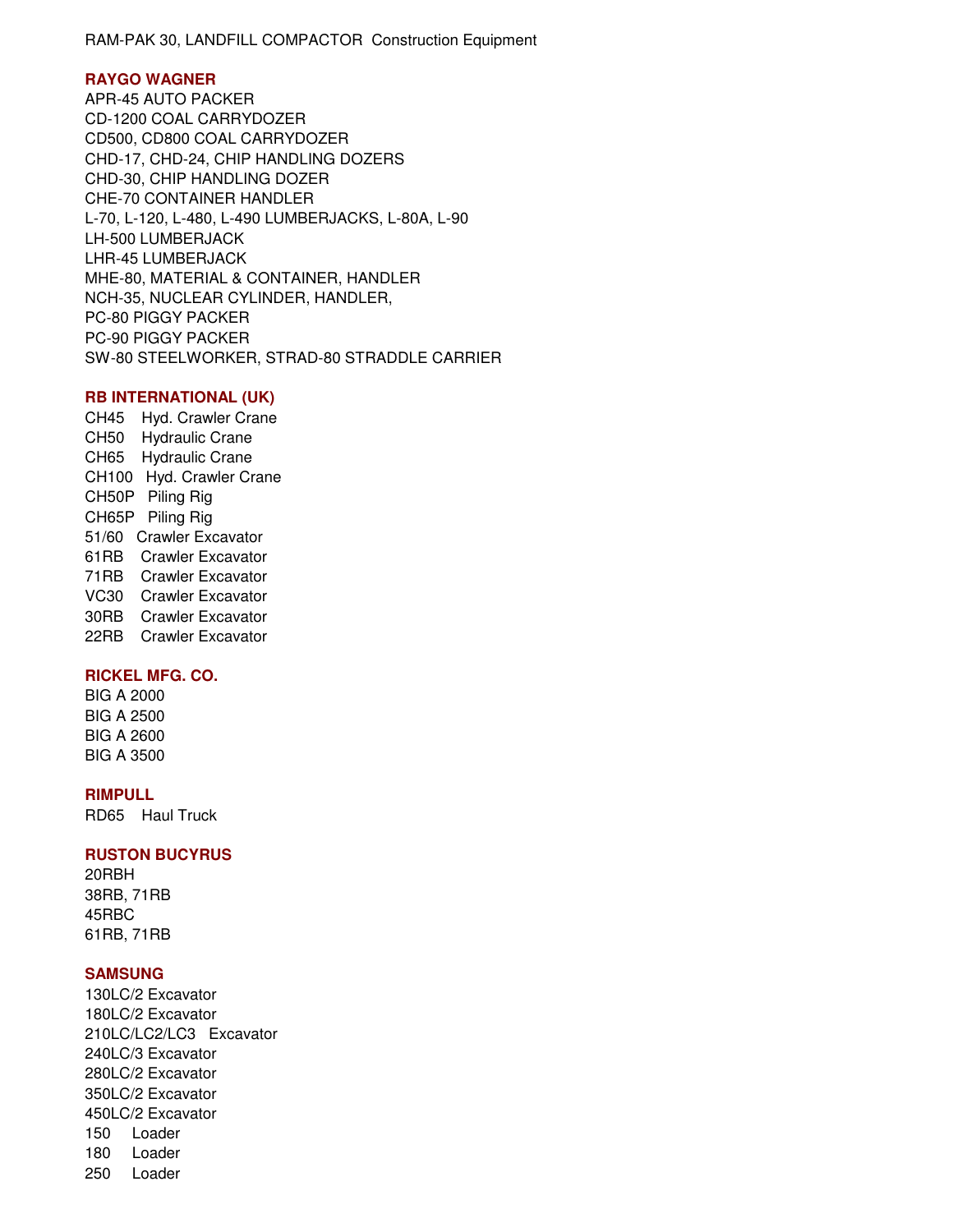RAM-PAK 30, LANDFILL COMPACTOR  Construction Equipment

### RAYGO WAGNER

APR-45 AUTO PACKER
CD-1200 COAL CARRYDOZER
CD500, CD800 COAL CARRYDOZER
CHD-17, CHD-24, CHIP HANDLING DOZERS
CHD-30, CHIP HANDLING DOZER
CHE-70 CONTAINER HANDLER
L-70, L-120, L-480, L-490 LUMBERJACKS, L-80A, L-90
LH-500 LUMBERJACK
LHR-45 LUMBERJACK
MHE-80, MATERIAL & CONTAINER, HANDLER
NCH-35, NUCLEAR CYLINDER, HANDLER,
PC-80 PIGGY PACKER
PC-90 PIGGY PACKER
SW-80 STEELWORKER, STRAD-80 STRADDLE CARRIER

### RB INTERNATIONAL (UK)

CH45 Hyd. Crawler Crane
CH50 Hydraulic Crane
CH65 Hydraulic Crane
CH100 Hyd. Crawler Crane
CH50P Piling Rig
CH65P Piling Rig
51/60 Crawler Excavator
61RB Crawler Excavator
71RB Crawler Excavator
VC30 Crawler Excavator
30RB Crawler Excavator
22RB Crawler Excavator

### RICKEL MFG. CO.

BIG A 2000
BIG A 2500
BIG A 2600
BIG A 3500

### RIMPULL

RD65 Haul Truck

### RUSTON BUCYRUS

20RBH
38RB, 71RB
45RBC
61RB, 71RB

### SAMSUNG

130LC/2 Excavator
180LC/2 Excavator
210LC/LC2/LC3 Excavator
240LC/3 Excavator
280LC/2 Excavator
350LC/2 Excavator
450LC/2 Excavator
150 Loader
180 Loader
250 Loader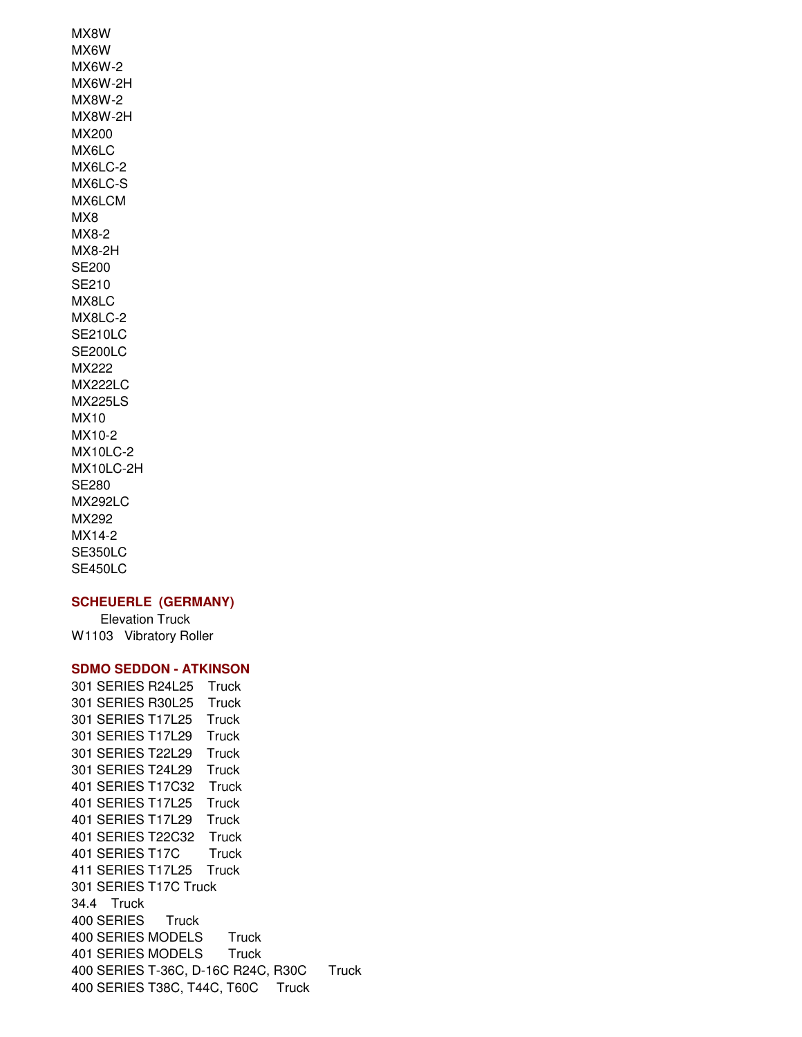MX8W
MX6W
MX6W-2
MX6W-2H
MX8W-2
MX8W-2H
MX200
MX6LC
MX6LC-2
MX6LC-S
MX6LCM
MX8
MX8-2
MX8-2H
SE200
SE210
MX8LC
MX8LC-2
SE210LC
SE200LC
MX222
MX222LC
MX225LS
MX10
MX10-2
MX10LC-2
MX10LC-2H
SE280
MX292LC
MX292
MX14-2
SE350LC
SE450LC

**SCHEUERLE (GERMANY)**

Elevation Truck
W1103 Vibratory Roller

**SDMO SEDDON - ATKINSON**

301 SERIES R24L25 Truck
301 SERIES R30L25 Truck
301 SERIES T17L25 Truck
301 SERIES T17L29 Truck
301 SERIES T22L29 Truck
301 SERIES T24L29 Truck
401 SERIES T17C32 Truck
401 SERIES T17L25 Truck
401 SERIES T17L29 Truck
401 SERIES T22C32 Truck
401 SERIES T17C Truck
411 SERIES T17L25 Truck
301 SERIES T17C Truck
34.4 Truck
400 SERIES Truck
400 SERIES MODELS Truck
401 SERIES MODELS Truck
400 SERIES T-36C, D-16C R24C, R30C Truck
400 SERIES T38C, T44C, T60C Truck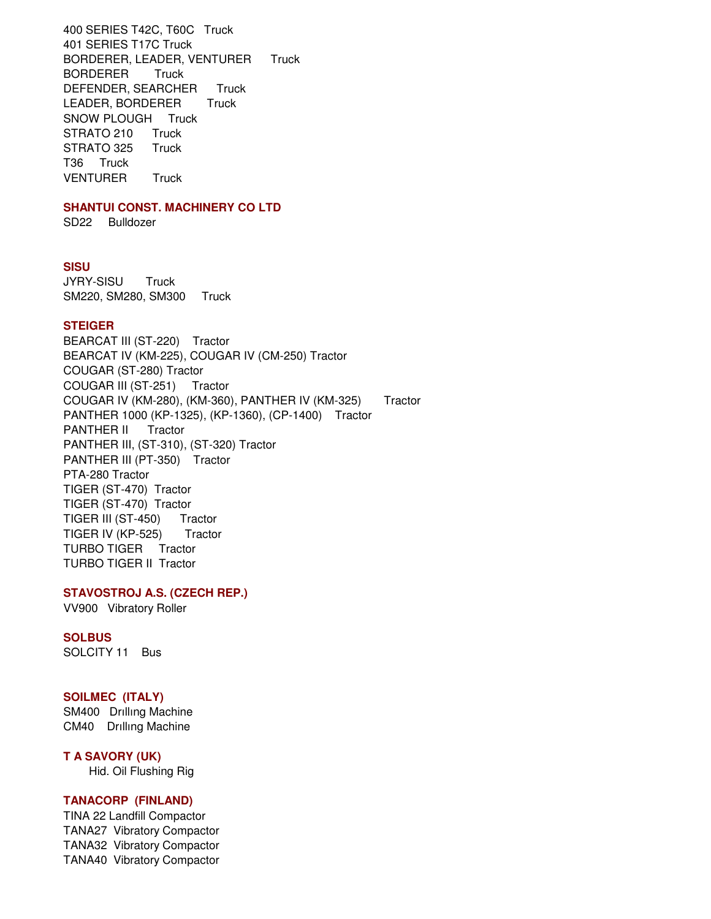400 SERIES T42C, T60C Truck
401 SERIES T17C Truck
BORDERER, LEADER, VENTURER Truck
BORDERER Truck
DEFENDER, SEARCHER Truck
LEADER, BORDERER Truck
SNOW PLOUGH Truck
STRATO 210 Truck
STRATO 325 Truck
T36 Truck
VENTURER Truck

**SHANTUI CONST. MACHINERY CO LTD**
SD22 Bulldozer

**SISU**
JYRY-SISU Truck
SM220, SM280, SM300 Truck

**STEIGER**
BEARCAT III (ST-220) Tractor
BEARCAT IV (KM-225), COUGAR IV (CM-250) Tractor
COUGAR (ST-280) Tractor
COUGAR III (ST-251) Tractor
COUGAR IV (KM-280), (KM-360), PANTHER IV (KM-325) Tractor
PANTHER 1000 (KP-1325), (KP-1360), (CP-1400) Tractor
PANTHER II Tractor
PANTHER III, (ST-310), (ST-320) Tractor
PANTHER III (PT-350) Tractor
PTA-280 Tractor
TIGER (ST-470) Tractor
TIGER (ST-470) Tractor
TIGER III (ST-450) Tractor
TIGER IV (KP-525) Tractor
TURBO TIGER Tractor
TURBO TIGER II Tractor

**STAVOSTROJ A.S. (CZECH REP.)**
VV900 Vibratory Roller

**SOLBUS**
SOLCITY 11 Bus

**SOILMEC (ITALY)**
SM400 Drılling Machine
CM40 Drılling Machine

**T A SAVORY (UK)**
Hid. Oil Flushing Rig

**TANACORP (FINLAND)**
TINA 22 Landfill Compactor
TANA27 Vibratory Compactor
TANA32 Vibratory Compactor
TANA40 Vibratory Compactor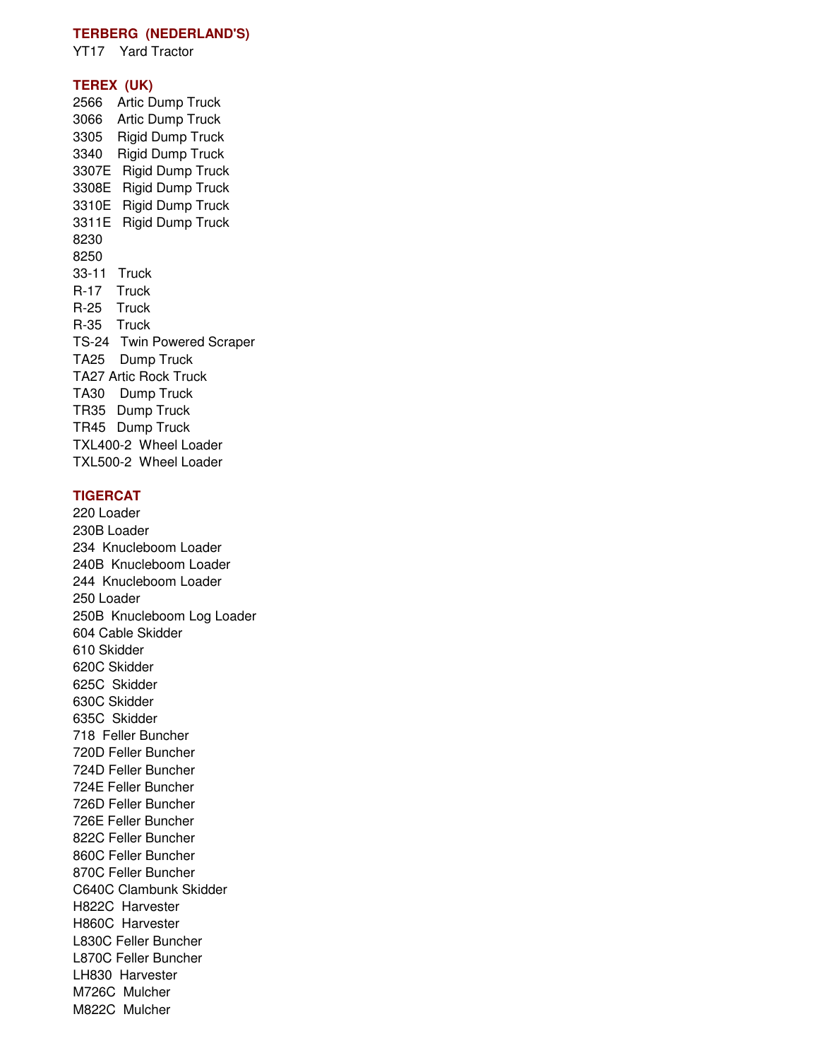**TERBERG (NEDERLAND'S)**

YT17 Yard Tractor

**TEREX (UK)**

2566 Artic Dump Truck
3066 Artic Dump Truck
3305 Rigid Dump Truck
3340 Rigid Dump Truck
3307E Rigid Dump Truck
3308E Rigid Dump Truck
3310E Rigid Dump Truck
3311E Rigid Dump Truck
8230
8250
33-11 Truck
R-17 Truck
R-25 Truck
R-35 Truck
TS-24 Twin Powered Scraper
TA25 Dump Truck
TA27 Artic Rock Truck
TA30 Dump Truck
TR35 Dump Truck
TR45 Dump Truck
TXL400-2 Wheel Loader
TXL500-2 Wheel Loader

**TIGERCAT**

220 Loader
230B Loader
234 Knucleboom Loader
240B Knucleboom Loader
244 Knucleboom Loader
250 Loader
250B Knucleboom Log Loader
604 Cable Skidder
610 Skidder
620C Skidder
625C Skidder
630C Skidder
635C Skidder
718 Feller Buncher
720D Feller Buncher
724D Feller Buncher
724E Feller Buncher
726D Feller Buncher
726E Feller Buncher
822C Feller Buncher
860C Feller Buncher
870C Feller Buncher
C640C Clambunk Skidder
H822C Harvester
H860C Harvester
L830C Feller Buncher
L870C Feller Buncher
LH830 Harvester
M726C Mulcher
M822C Mulcher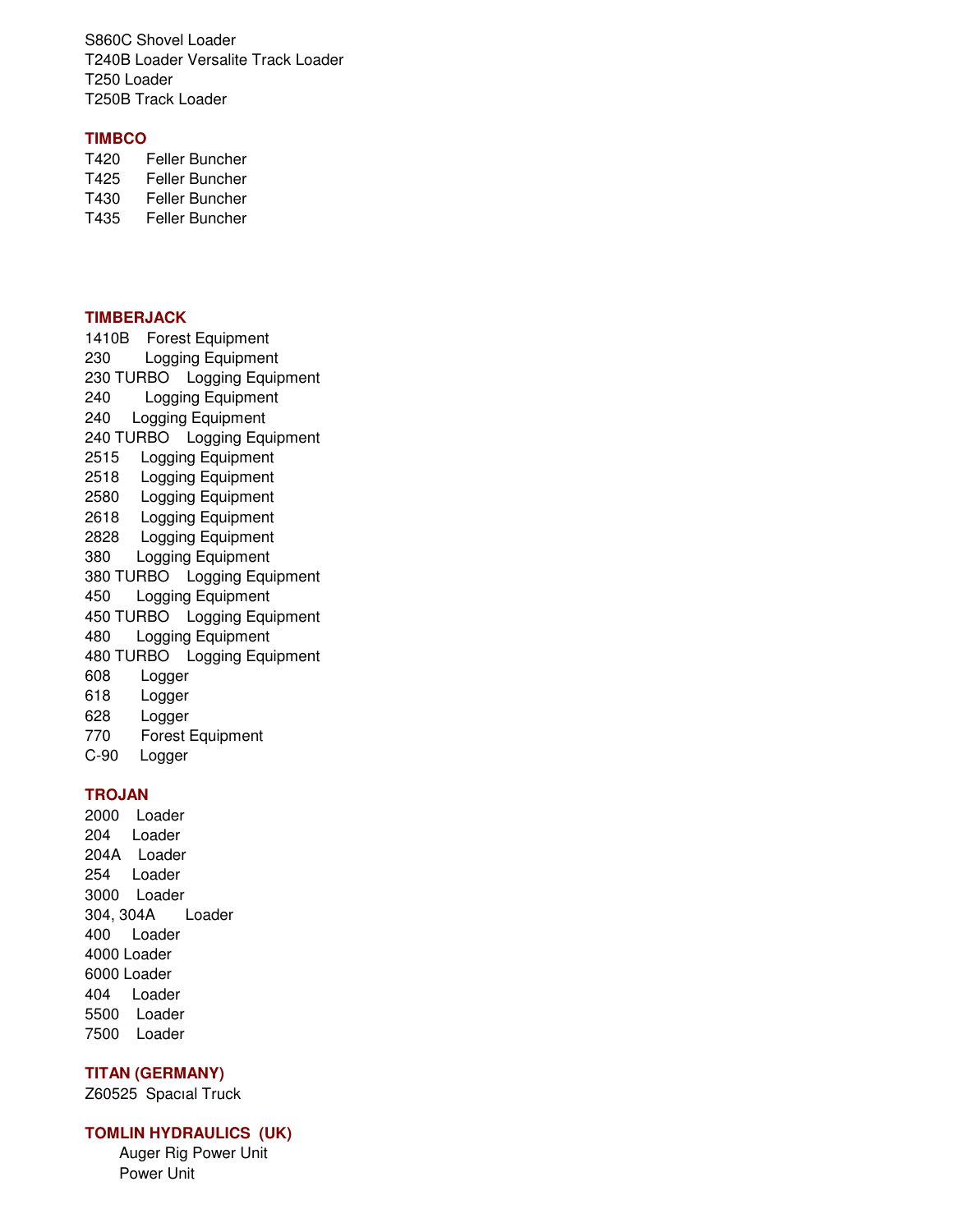S860C Shovel Loader
T240B Loader Versalite Track Loader
T250 Loader
T250B Track Loader

**TIMBCO**

T420 Feller Buncher
T425 Feller Buncher
T430 Feller Buncher
T435 Feller Buncher

**TIMBERJACK**

1410B Forest Equipment
230 Logging Equipment
230 TURBO Logging Equipment
240 Logging Equipment
240 Logging Equipment
240 TURBO Logging Equipment
2515 Logging Equipment
2518 Logging Equipment
2580 Logging Equipment
2618 Logging Equipment
2828 Logging Equipment
380 Logging Equipment
380 TURBO Logging Equipment
450 Logging Equipment
450 TURBO Logging Equipment
480 Logging Equipment
480 TURBO Logging Equipment
608 Logger
618 Logger
628 Logger
770 Forest Equipment
C-90 Logger

**TROJAN**

2000 Loader
204 Loader
204A Loader
254 Loader
3000 Loader
304, 304A Loader
400 Loader
4000 Loader
6000 Loader
404 Loader
5500 Loader
7500 Loader

**TITAN (GERMANY)**

Z60525 Spacıal Truck

**TOMLIN HYDRAULICS (UK)**

Auger Rig Power Unit
Power Unit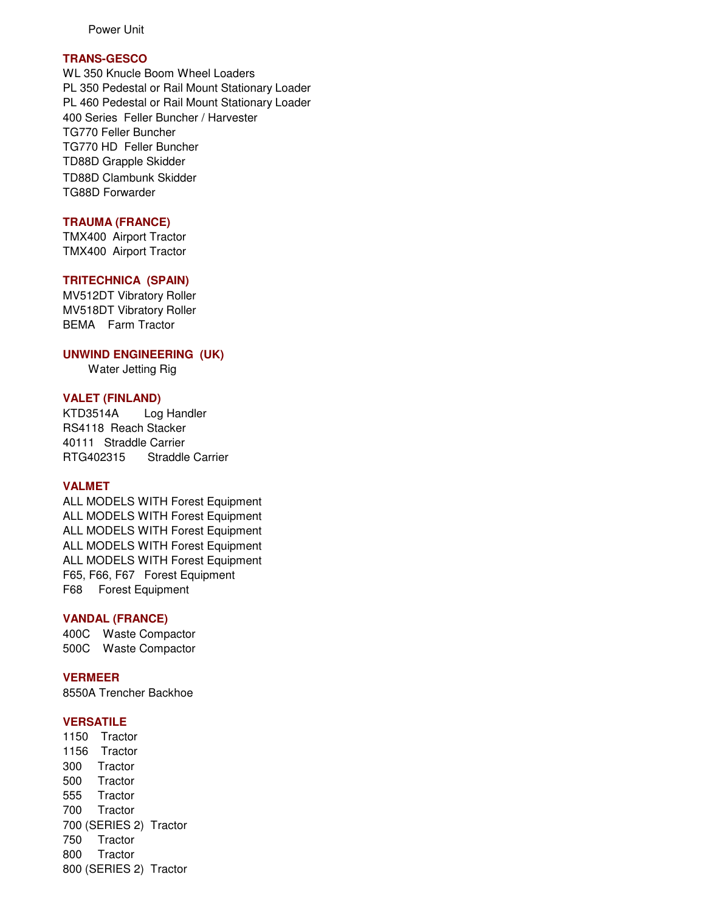Power Unit

**TRANS-GESCO**

WL 350 Knucle Boom Wheel Loaders
PL 350 Pedestal or Rail Mount Stationary Loader
PL 460 Pedestal or Rail Mount Stationary Loader
400 Series Feller Buncher / Harvester
TG770 Feller Buncher
TG770 HD Feller Buncher
TD88D Grapple Skidder
TD88D Clambunk Skidder
TG88D Forwarder

**TRAUMA (FRANCE)**

TMX400 Airport Tractor
TMX400 Airport Tractor

**TRITECHNICA (SPAIN)**

MV512DT Vibratory Roller
MV518DT Vibratory Roller
BEMA Farm Tractor

**UNWIND ENGINEERING (UK)**

Water Jetting Rig

**VALET (FINLAND)**

KTD3514A Log Handler
RS4118 Reach Stacker
40111 Straddle Carrier
RTG402315 Straddle Carrier

**VALMET**

ALL MODELS WITH Forest Equipment
ALL MODELS WITH Forest Equipment
ALL MODELS WITH Forest Equipment
ALL MODELS WITH Forest Equipment
ALL MODELS WITH Forest Equipment
F65, F66, F67 Forest Equipment
F68 Forest Equipment

**VANDAL (FRANCE)**

400C Waste Compactor
500C Waste Compactor

**VERMEER**

8550A Trencher Backhoe

**VERSATILE**

1150 Tractor
1156 Tractor
300 Tractor
500 Tractor
555 Tractor
700 Tractor
700 (SERIES 2) Tractor
750 Tractor
800 Tractor
800 (SERIES 2) Tractor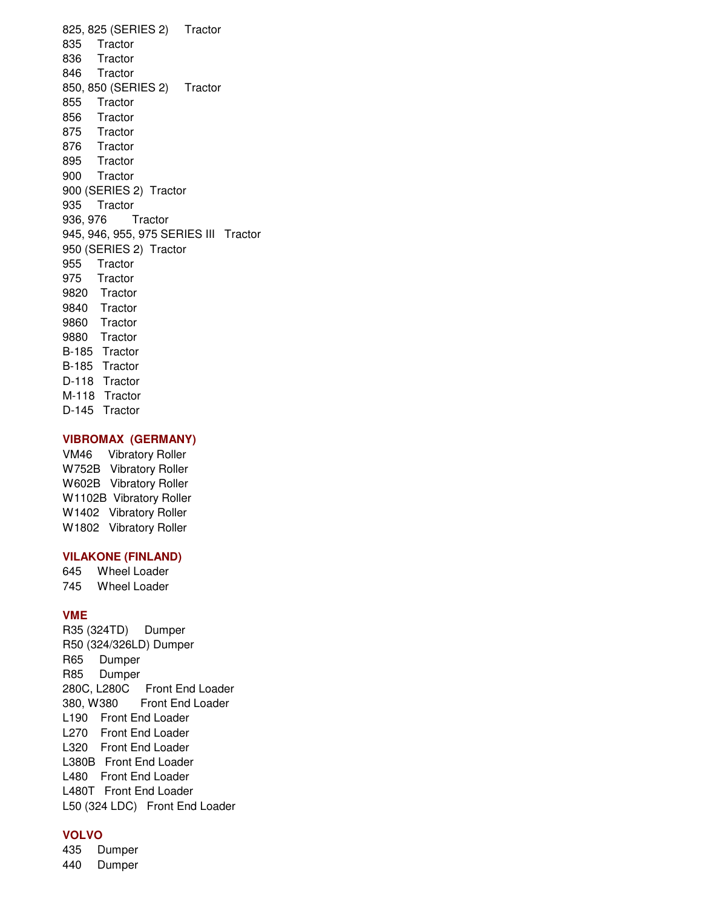825, 825 (SERIES 2) Tractor
835 Tractor
836 Tractor
846 Tractor
850, 850 (SERIES 2) Tractor
855 Tractor
856 Tractor
875 Tractor
876 Tractor
895 Tractor
900 Tractor
900 (SERIES 2) Tractor
935 Tractor
936, 976 Tractor
945, 946, 955, 975 SERIES III Tractor
950 (SERIES 2) Tractor
955 Tractor
975 Tractor
9820 Tractor
9840 Tractor
9860 Tractor
9880 Tractor
B-185 Tractor
B-185 Tractor
D-118 Tractor
M-118 Tractor
D-145 Tractor

**VIBROMAX (GERMANY)**

VM46 Vibratory Roller
W752B Vibratory Roller
W602B Vibratory Roller
W1102B Vibratory Roller
W1402 Vibratory Roller
W1802 Vibratory Roller

**VILAKONE (FINLAND)**

645 Wheel Loader
745 Wheel Loader

**VME**

R35 (324TD) Dumper
R50 (324/326LD) Dumper
R65 Dumper
R85 Dumper
280C, L280C Front End Loader
380, W380 Front End Loader
L190 Front End Loader
L270 Front End Loader
L320 Front End Loader
L380B Front End Loader
L480 Front End Loader
L480T Front End Loader
L50 (324 LDC) Front End Loader

**VOLVO**

435 Dumper
440 Dumper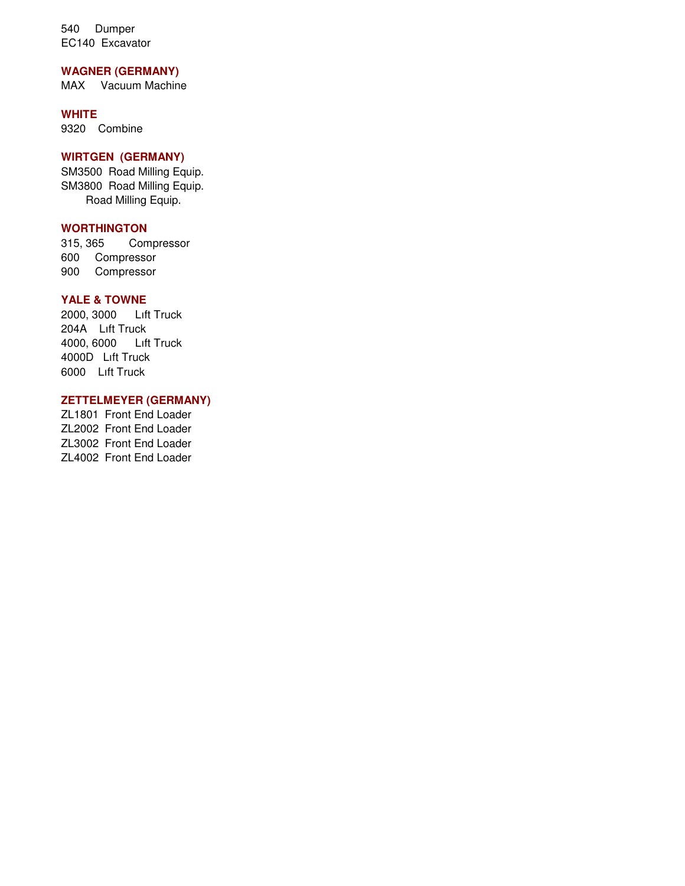540 Dumper
EC140 Excavator

**WAGNER (GERMANY)**
MAX Vacuum Machine

**WHITE**
9320 Combine

**WIRTGEN (GERMANY)**
SM3500 Road Milling Equip.
SM3800 Road Milling Equip.
Road Milling Equip.

**WORTHINGTON**
315, 365 Compressor
600 Compressor
900 Compressor

**YALE & TOWNE**
2000, 3000 Lıft Truck
204A Lıft Truck
4000, 6000 Lıft Truck
4000D Lıft Truck
6000 Lıft Truck

**ZETTELMEYER (GERMANY)**
ZL1801 Front End Loader
ZL2002 Front End Loader
ZL3002 Front End Loader
ZL4002 Front End Loader